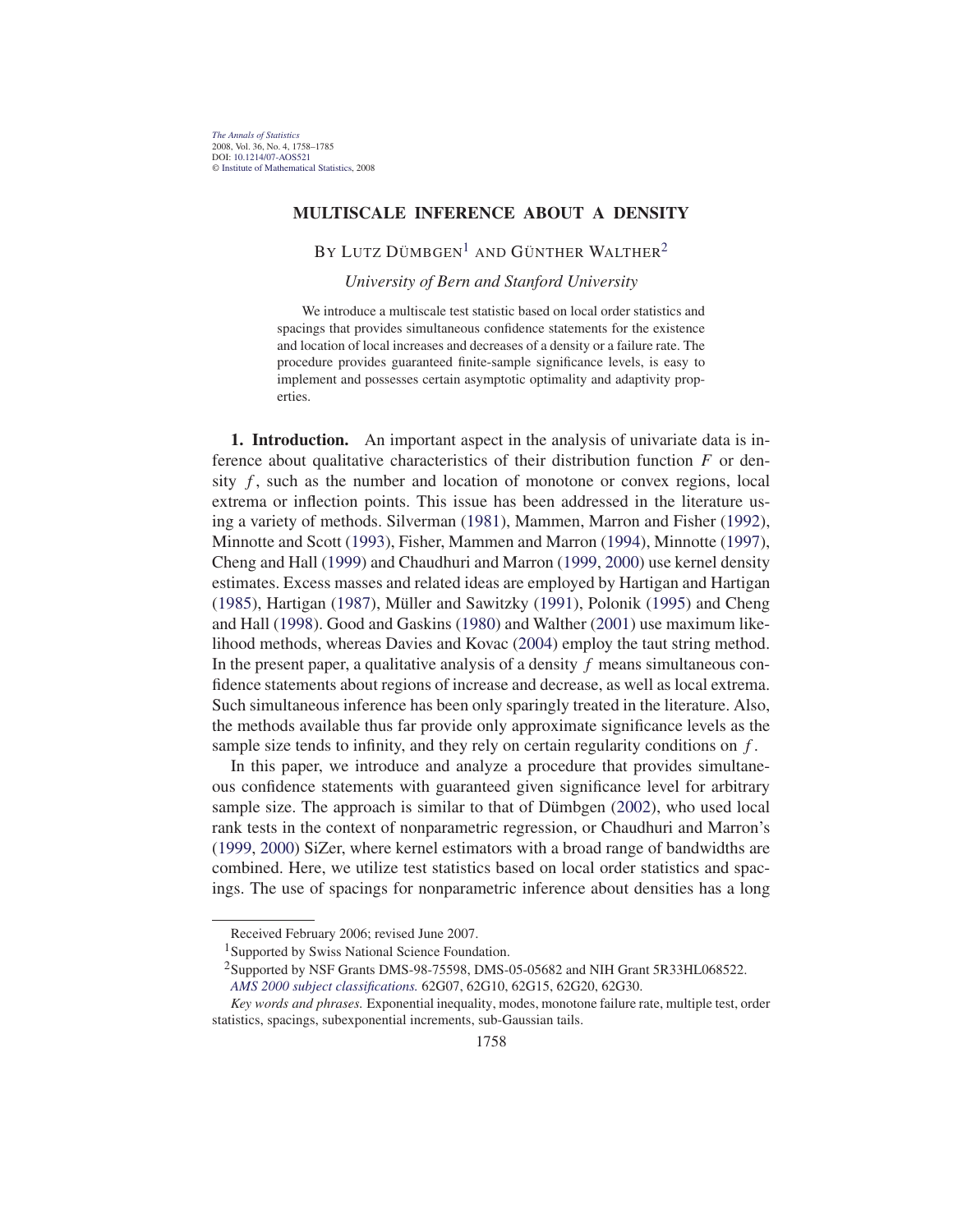# MULTISCALE INFERENCE ABOUT A DENSITY

BY LUTZ DÜMBGEN[1] AND GÜNTHER WALTHER[2]

*University of Bern and Stanford University*

We introduce a multiscale test statistic based on local order statistics and spacings that provides simultaneous confidence statements for the existence and location of local increases and decreases of a density or a failure rate. The procedure provides guaranteed finite-sample significance levels, is easy to implement and possesses certain asymptotic optimality and adaptivity properties.

**1. Introduction.** An important aspect in the analysis of univariate data is inference about qualitative characteristics of their distribution function $F$ or density $f$, such as the number and location of monotone or convex regions, local extrema or inflection points. This issue has been addressed in the literature using a variety of methods. Silverman (1981), Mammen, Marron and Fisher (1992), Minnotte and Scott (1993), Fisher, Mammen and Marron (1994), Minnotte (1997), Cheng and Hall (1999) and Chaudhuri and Marron (1999, 2000) use kernel density estimates. Excess masses and related ideas are employed by Hartigan and Hartigan (1985), Hartigan (1987), Müller and Sawitzky (1991), Polonik (1995) and Cheng and Hall (1998). Good and Gaskins (1980) and Walther (2001) use maximum likelihood methods, whereas Davies and Kovac (2004) employ the taut string method. In the present paper, a qualitative analysis of a density $f$ means simultaneous confidence statements about regions of increase and decrease, as well as local extrema. Such simultaneous inference has been only sparingly treated in the literature. Also, the methods available thus far provide only approximate significance levels as the sample size tends to infinity, and they rely on certain regularity conditions on $f$.

In this paper, we introduce and analyze a procedure that provides simultaneous confidence statements with guaranteed given significance level for arbitrary sample size. The approach is similar to that of Dümbgen (2002), who used local rank tests in the context of nonparametric regression, or Chaudhuri and Marron's (1999, 2000) SiZer, where kernel estimators with a broad range of bandwidths are combined. Here, we utilize test statistics based on local order statistics and spacings. The use of spacings for nonparametric inference about densities has a long

---

Received February 2006; revised June 2007.

[1]Supported by Swiss National Science Foundation.

[2]Supported by NSF Grants DMS-98-75598, DMS-05-05682 and NIH Grant 5R33HL068522.

*AMS 2000 subject classifications.* 62G07, 62G10, 62G15, 62G20, 62G30.

*Key words and phrases.* Exponential inequality, modes, monotone failure rate, multiple test, order statistics, spacings, subexponential increments, sub-Gaussian tails.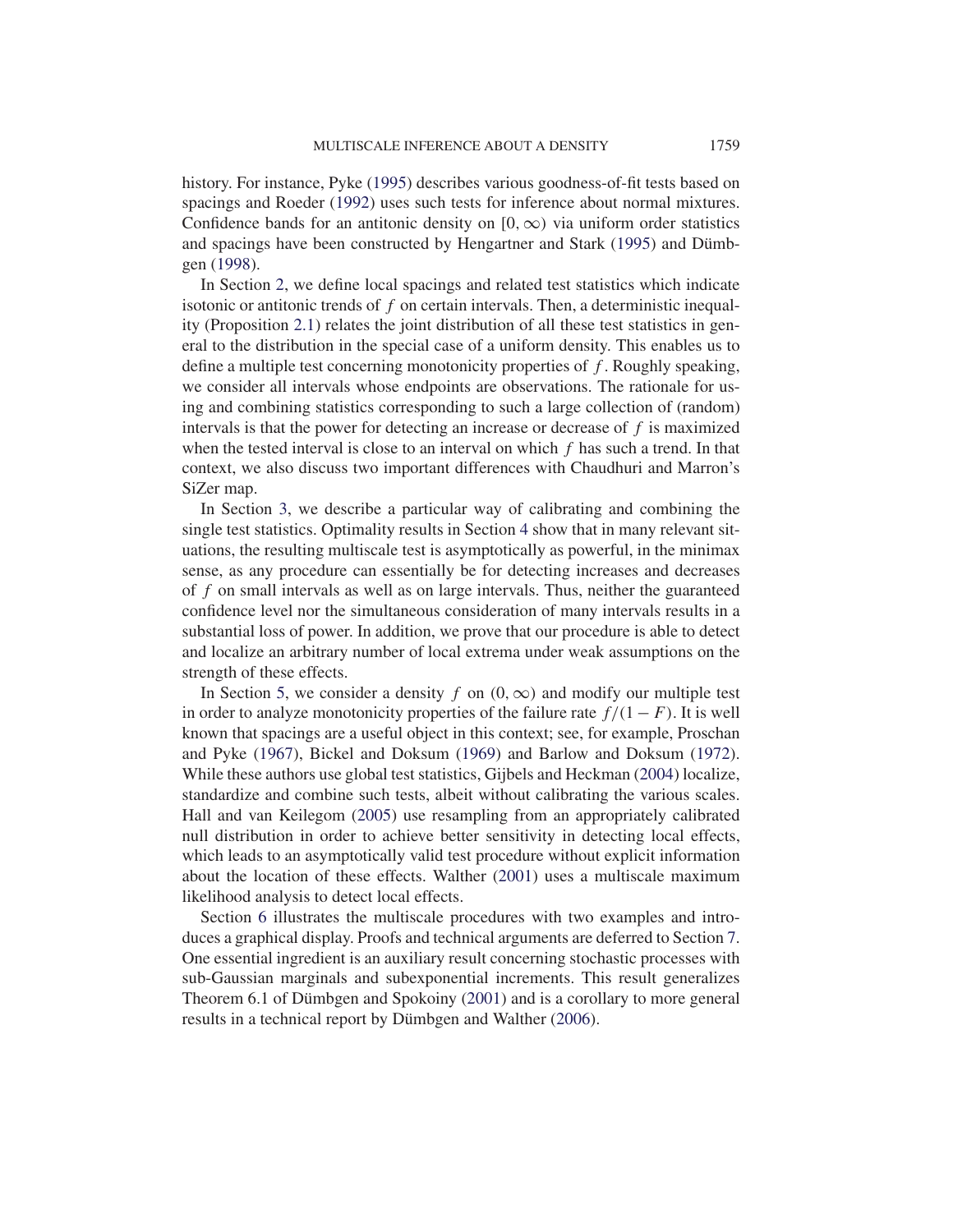history. For instance, Pyke (1995) describes various goodness-of-fit tests based on spacings and Roeder (1992) uses such tests for inference about normal mixtures. Confidence bands for an antitonic density on $[0, \infty)$ via uniform order statistics and spacings have been constructed by Hengartner and Stark (1995) and Dümbgen (1998).

In Section 2, we define local spacings and related test statistics which indicate isotonic or antitonic trends of $f$ on certain intervals. Then, a deterministic inequality (Proposition 2.1) relates the joint distribution of all these test statistics in general to the distribution in the special case of a uniform density. This enables us to define a multiple test concerning monotonicity properties of $f$. Roughly speaking, we consider all intervals whose endpoints are observations. The rationale for using and combining statistics corresponding to such a large collection of (random) intervals is that the power for detecting an increase or decrease of $f$ is maximized when the tested interval is close to an interval on which $f$ has such a trend. In that context, we also discuss two important differences with Chaudhuri and Marron's SiZer map.

In Section 3, we describe a particular way of calibrating and combining the single test statistics. Optimality results in Section 4 show that in many relevant situations, the resulting multiscale test is asymptotically as powerful, in the minimax sense, as any procedure can essentially be for detecting increases and decreases of $f$ on small intervals as well as on large intervals. Thus, neither the guaranteed confidence level nor the simultaneous consideration of many intervals results in a substantial loss of power. In addition, we prove that our procedure is able to detect and localize an arbitrary number of local extrema under weak assumptions on the strength of these effects.

In Section 5, we consider a density $f$ on $(0, \infty)$ and modify our multiple test in order to analyze monotonicity properties of the failure rate $f/(1 - F)$. It is well known that spacings are a useful object in this context; see, for example, Proschan and Pyke (1967), Bickel and Doksum (1969) and Barlow and Doksum (1972). While these authors use global test statistics, Gijbels and Heckman (2004) localize, standardize and combine such tests, albeit without calibrating the various scales. Hall and van Keilegom (2005) use resampling from an appropriately calibrated null distribution in order to achieve better sensitivity in detecting local effects, which leads to an asymptotically valid test procedure without explicit information about the location of these effects. Walther (2001) uses a multiscale maximum likelihood analysis to detect local effects.

Section 6 illustrates the multiscale procedures with two examples and introduces a graphical display. Proofs and technical arguments are deferred to Section 7. One essential ingredient is an auxiliary result concerning stochastic processes with sub-Gaussian marginals and subexponential increments. This result generalizes Theorem 6.1 of Dümbgen and Spokoiny (2001) and is a corollary to more general results in a technical report by Dümbgen and Walther (2006).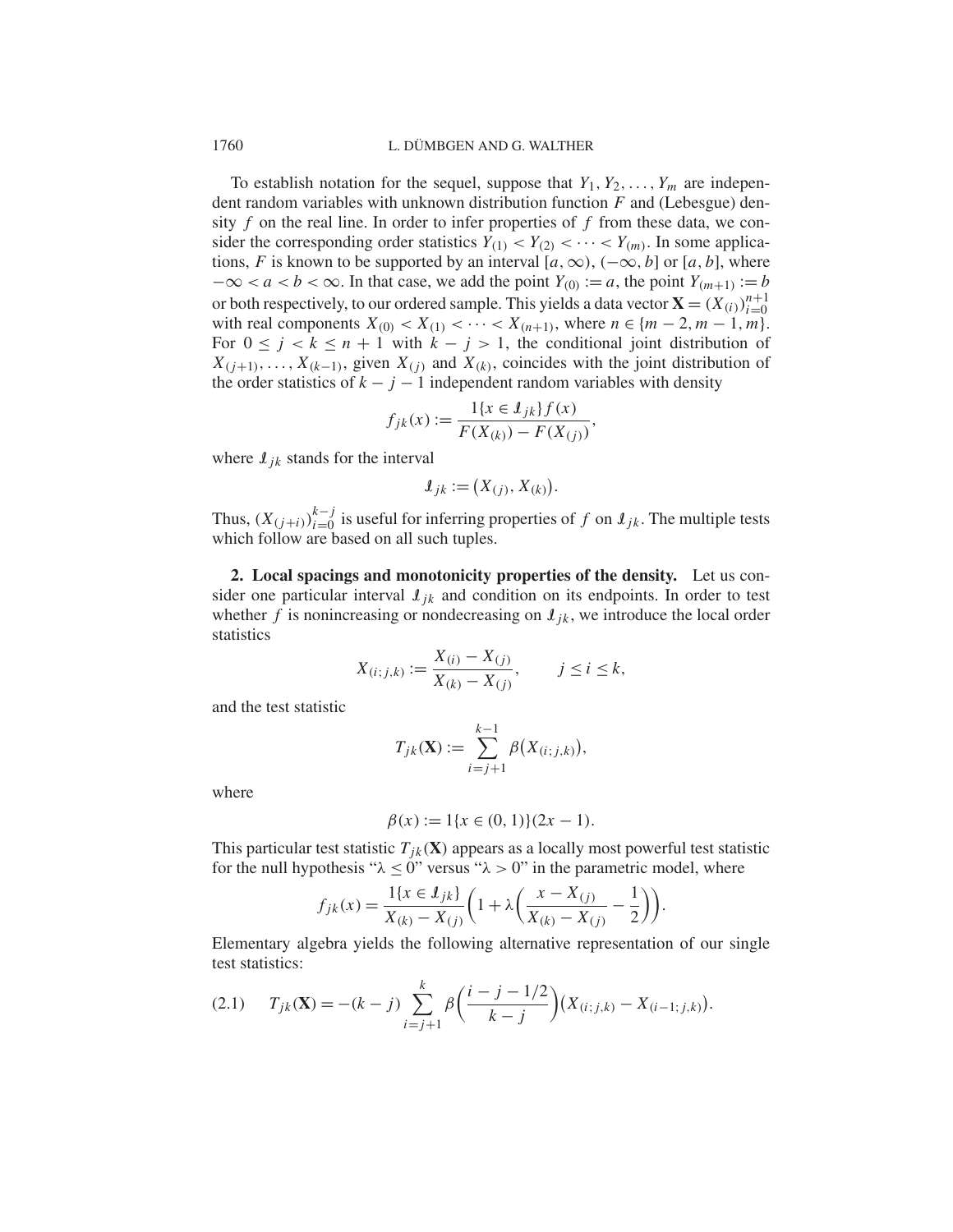To establish notation for the sequel, suppose that $Y_1, Y_2, \dots, Y_m$ are independent random variables with unknown distribution function $F$ and (Lebesgue) density $f$ on the real line. In order to infer properties of $f$ from these data, we consider the corresponding order statistics $Y_{(1)} < Y_{(2)} < \cdots < Y_{(m)}$. In some applications, $F$ is known to be supported by an interval $[a, \infty)$, $(-\infty, b]$ or $[a, b]$, where $-\infty < a < b < \infty$. In that case, we add the point $Y_{(0)} := a$, the point $Y_{(m+1)} := b$ or both respectively, to our ordered sample. This yields a data vector $\mathbf{X} = (X_{(i)})_{i=0}^{n+1}$ with real components $X_{(0)} < X_{(1)} < \cdots < X_{(n+1)}$, where $n \in \{m-2, m-1, m\}$. For $0 \le j < k \le n+1$ with $k - j > 1$, the conditional joint distribution of $X_{(j+1)}, \dots, X_{(k-1)}$, given $X_{(j)}$ and $X_{(k)}$, coincides with the joint distribution of the order statistics of $k - j - 1$ independent random variables with density

$$f_{jk}(x) := \frac{1\{x \in \mathcal{I}_{jk}\} f(x)}{F(X_{(k)}) - F(X_{(j)})},$$

where $\mathcal{I}_{jk}$ stands for the interval

$$\mathcal{I}_{jk} := (X_{(j)}, X_{(k)}).$$

Thus, $(X_{(j+i)})_{i=0}^{k-j}$ is useful for inferring properties of $f$ on $\mathcal{I}_{jk}$. The multiple tests which follow are based on all such tuples.

## 2. Local spacings and monotonicity properties of the density.

Let us consider one particular interval $\mathcal{I}_{jk}$ and condition on its endpoints. In order to test whether $f$ is nonincreasing or nondecreasing on $\mathcal{I}_{jk}$, we introduce the local order statistics

$$X_{(i;j,k)} := \frac{X_{(i)} - X_{(j)}}{X_{(k)} - X_{(j)}}, \qquad j \le i \le k,$$

and the test statistic

$$T_{jk}(\mathbf{X}) := \sum_{i=j+1}^{k-1} \beta(X_{(i;j,k)}),$$

where

$$\beta(x) := 1\{x \in (0,1)\}(2x - 1).$$

This particular test statistic $T_{jk}(\mathbf{X})$ appears as a locally most powerful test statistic for the null hypothesis "$\lambda \le 0$" versus "$\lambda > 0$" in the parametric model, where

$$f_{jk}(x) = \frac{1\{x \in \mathcal{I}_{jk}\}}{X_{(k)} - X_{(j)}} \left(1 + \lambda\left(\frac{x - X_{(j)}}{X_{(k)} - X_{(j)}} - \frac{1}{2}\right)\right).$$

Elementary algebra yields the following alternative representation of our single test statistics:

$$T_{jk}(\mathbf{X}) = -(k-j) \sum_{i=j+1}^{k} \beta\left(\frac{i - j - 1/2}{k - j}\right)(X_{(i;j,k)} - X_{(i-1;j,k)}). \tag{2.1}$$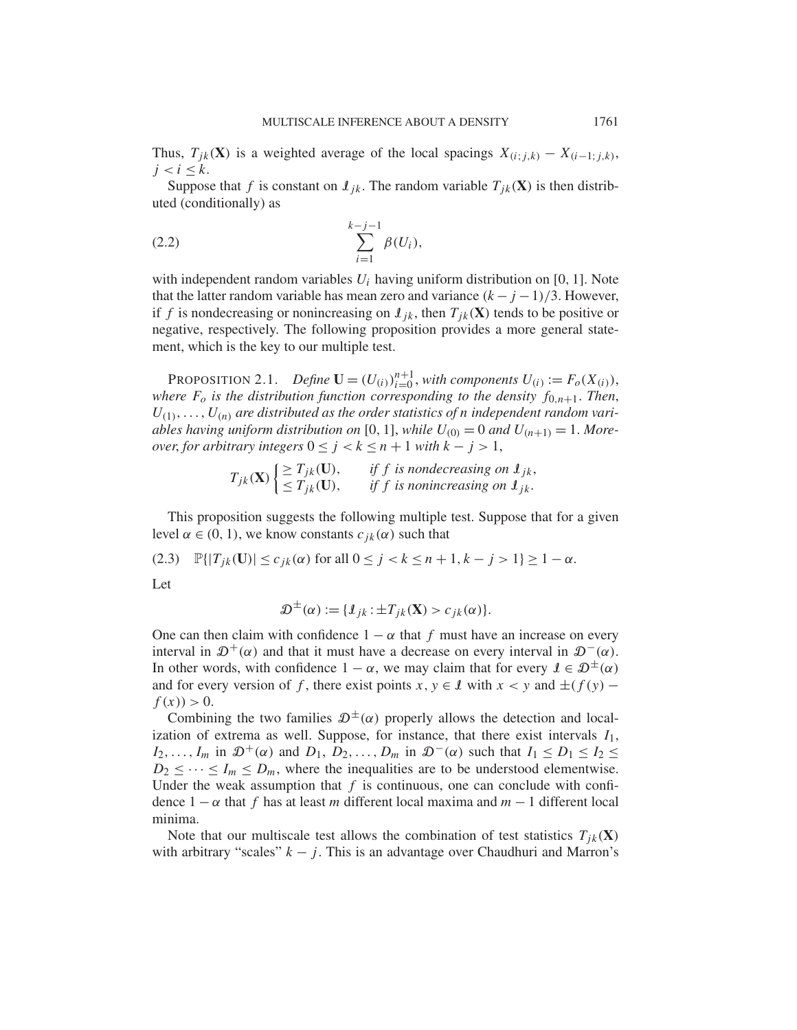Thus, $T_{jk}(\mathbf{X})$ is a weighted average of the local spacings $X_{(i;j,k)} - X_{(i-1;j,k)}$, $j < i \leq k$.

Suppose that $f$ is constant on $\mathcal{I}_{jk}$. The random variable $T_{jk}(\mathbf{X})$ is then distributed (conditionally) as

$$\sum_{i=1}^{k-j-1} \beta(U_i), \tag{2.2}$$

with independent random variables $U_i$ having uniform distribution on $[0, 1]$. Note that the latter random variable has mean zero and variance $(k - j - 1)/3$. However, if $f$ is nondecreasing or nonincreasing on $\mathcal{I}_{jk}$, then $T_{jk}(\mathbf{X})$ tends to be positive or negative, respectively. The following proposition provides a more general statement, which is the key to our multiple test.

PROPOSITION 2.1. *Define* $\mathbf{U} = (U_{(i)})_{i=0}^{n+1}$, *with components* $U_{(i)} := F_o(X_{(i)})$, *where* $F_o$ *is the distribution function corresponding to the density* $f_{0,n+1}$. *Then,* $U_{(1)}, \ldots, U_{(n)}$ *are distributed as the order statistics of* $n$ *independent random variables having uniform distribution on* $[0, 1]$, *while* $U_{(0)} = 0$ *and* $U_{(n+1)} = 1$. *Moreover, for arbitrary integers* $0 \leq j < k \leq n + 1$ *with* $k - j > 1$,

$$T_{jk}(\mathbf{X}) \begin{cases} \geq T_{jk}(\mathbf{U}), & \text{if } f \text{ is nondecreasing on } \mathcal{I}_{jk}, \\ \leq T_{jk}(\mathbf{U}), & \text{if } f \text{ is nonincreasing on } \mathcal{I}_{jk}. \end{cases}$$

This proposition suggests the following multiple test. Suppose that for a given level $\alpha \in (0, 1)$, we know constants $c_{jk}(\alpha)$ such that

$$\mathbb{P}\{|T_{jk}(\mathbf{U})| \leq c_{jk}(\alpha) \text{ for all } 0 \leq j < k \leq n + 1, k - j > 1\} \geq 1 - \alpha. \tag{2.3}$$

Let

$$\mathcal{D}^{\pm}(\alpha) := \{\mathcal{I}_{jk} : \pm T_{jk}(\mathbf{X}) > c_{jk}(\alpha)\}.$$

One can then claim with confidence $1 - \alpha$ that $f$ must have an increase on every interval in $\mathcal{D}^{+}(\alpha)$ and that it must have a decrease on every interval in $\mathcal{D}^{-}(\alpha)$. In other words, with confidence $1 - \alpha$, we may claim that for every $\mathcal{I} \in \mathcal{D}^{\pm}(\alpha)$ and for every version of $f$, there exist points $x, y \in \mathcal{I}$ with $x < y$ and $\pm(f(y) - f(x)) > 0$.

Combining the two families $\mathcal{D}^{\pm}(\alpha)$ properly allows the detection and localization of extrema as well. Suppose, for instance, that there exist intervals $I_1, I_2, \ldots, I_m$ in $\mathcal{D}^{+}(\alpha)$ and $D_1, D_2, \ldots, D_m$ in $\mathcal{D}^{-}(\alpha)$ such that $I_1 \leq D_1 \leq I_2 \leq D_2 \leq \cdots \leq I_m \leq D_m$, where the inequalities are to be understood elementwise. Under the weak assumption that $f$ is continuous, one can conclude with confidence $1 - \alpha$ that $f$ has at least $m$ different local maxima and $m - 1$ different local minima.

Note that our multiscale test allows the combination of test statistics $T_{jk}(\mathbf{X})$ with arbitrary "scales" $k - j$. This is an advantage over Chaudhuri and Marron's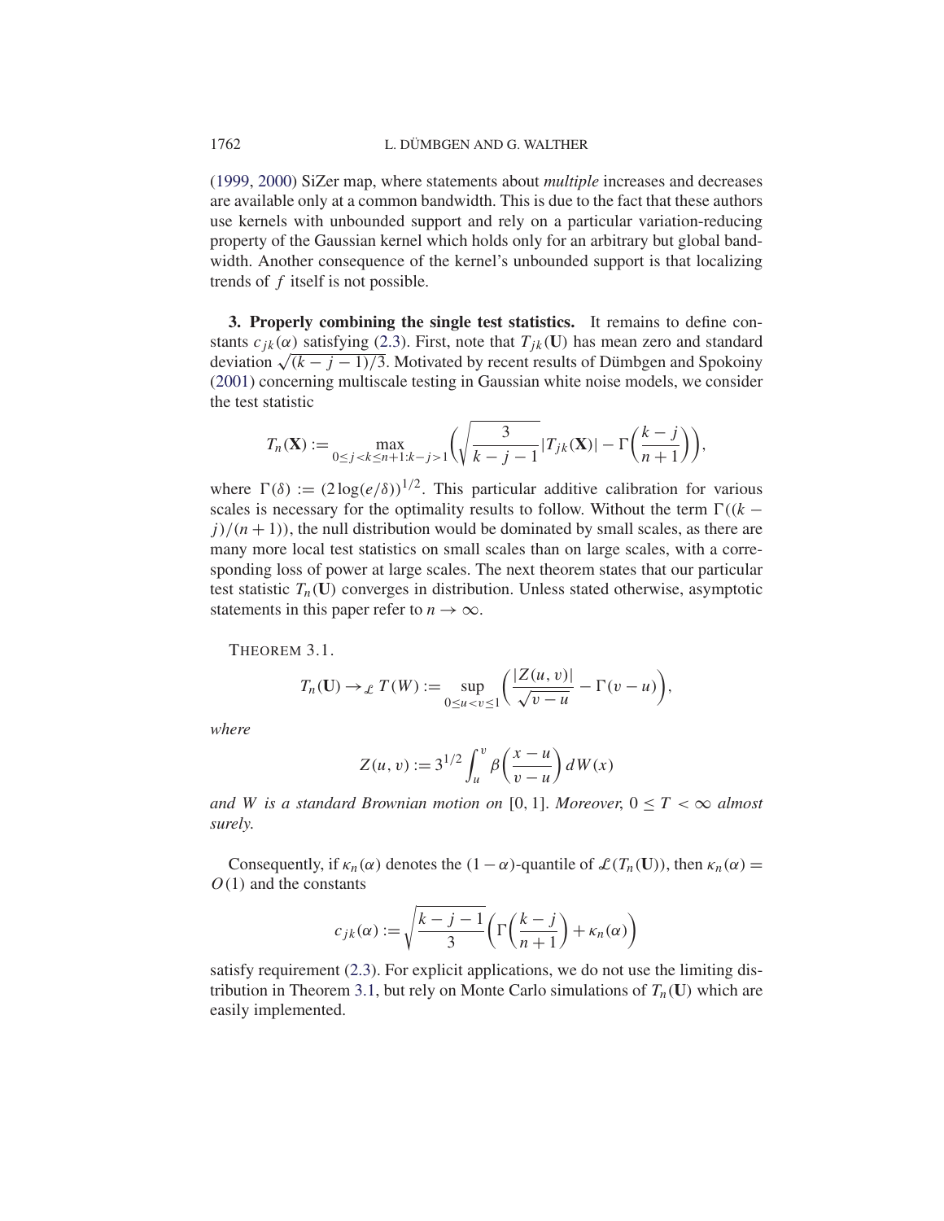(1999, 2000) SiZer map, where statements about *multiple* increases and decreases are available only at a common bandwidth. This is due to the fact that these authors use kernels with unbounded support and rely on a particular variation-reducing property of the Gaussian kernel which holds only for an arbitrary but global bandwidth. Another consequence of the kernel's unbounded support is that localizing trends of $f$ itself is not possible.

**3. Properly combining the single test statistics.** It remains to define constants $c_{jk}(\alpha)$ satisfying (2.3). First, note that $T_{jk}(\mathbf{U})$ has mean zero and standard deviation $\sqrt{(k-j-1)/3}$. Motivated by recent results of Dümbgen and Spokoiny (2001) concerning multiscale testing in Gaussian white noise models, we consider the test statistic

$$T_n(\mathbf{X}) := \max_{0 \le j < k \le n+1 : k-j>1} \left( \sqrt{\frac{3}{k-j-1}} |T_{jk}(\mathbf{X})| - \Gamma\left(\frac{k-j}{n+1}\right) \right),$$

where $\Gamma(\delta) := (2\log(e/\delta))^{1/2}$. This particular additive calibration for various scales is necessary for the optimality results to follow. Without the term $\Gamma((k-j)/(n+1))$, the null distribution would be dominated by small scales, as there are many more local test statistics on small scales than on large scales, with a corresponding loss of power at large scales. The next theorem states that our particular test statistic $T_n(\mathbf{U})$ converges in distribution. Unless stated otherwise, asymptotic statements in this paper refer to $n \to \infty$.

THEOREM 3.1.

$$T_n(\mathbf{U}) \to_{\mathcal{L}} T(W) := \sup_{0 \le u < v \le 1} \left( \frac{|Z(u,v)|}{\sqrt{v-u}} - \Gamma(v-u) \right),$$

*where*

$$Z(u,v) := 3^{1/2} \int_u^v \beta\left(\frac{x-u}{v-u}\right) dW(x)$$

*and $W$ is a standard Brownian motion on* $[0,1]$. *Moreover,* $0 \le T < \infty$ *almost surely.*

Consequently, if $\kappa_n(\alpha)$ denotes the $(1-\alpha)$-quantile of $\mathcal{L}(T_n(\mathbf{U}))$, then $\kappa_n(\alpha) = O(1)$ and the constants

$$c_{jk}(\alpha) := \sqrt{\frac{k-j-1}{3}} \left( \Gamma\left(\frac{k-j}{n+1}\right) + \kappa_n(\alpha) \right)$$

satisfy requirement (2.3). For explicit applications, we do not use the limiting distribution in Theorem 3.1, but rely on Monte Carlo simulations of $T_n(\mathbf{U})$ which are easily implemented.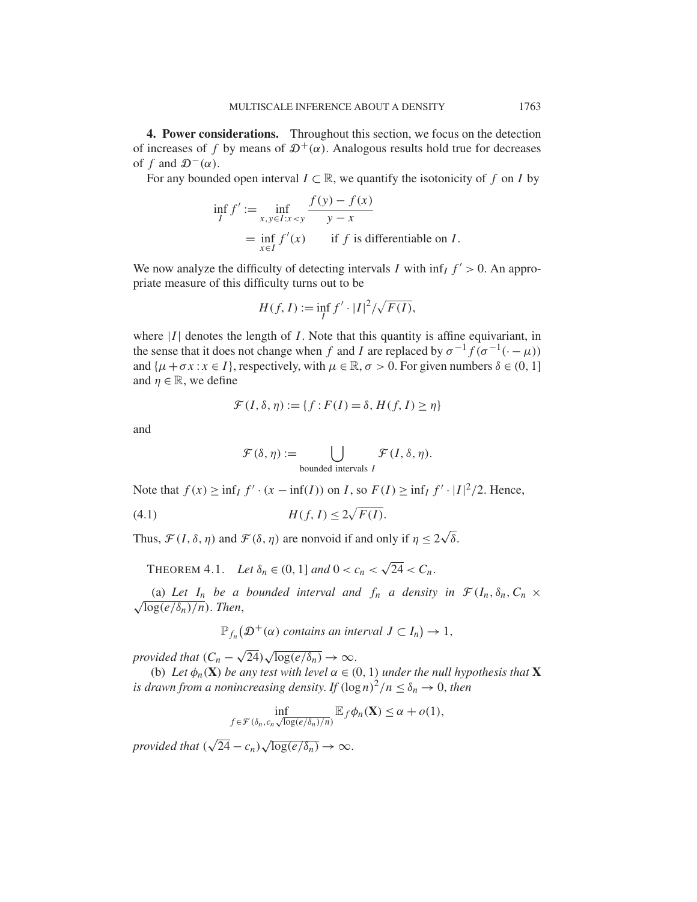**4. Power considerations.** Throughout this section, we focus on the detection of increases of $f$ by means of $\mathcal{D}^+(\alpha)$. Analogous results hold true for decreases of $f$ and $\mathcal{D}^-(\alpha)$.

For any bounded open interval $I \subset \mathbb{R}$, we quantify the isotonicity of $f$ on $I$ by

$$
\begin{aligned}
\inf_I f' &:= \inf_{x,y \in I : x < y} \frac{f(y) - f(x)}{y - x} \\
&= \inf_{x \in I} f'(x) \qquad \text{if } f \text{ is differentiable on } I.
\end{aligned}
$$

We now analyze the difficulty of detecting intervals $I$ with $\inf_I f' > 0$. An appropriate measure of this difficulty turns out to be

$$
H(f, I) := \inf_I f' \cdot |I|^2 / \sqrt{F(I)},
$$

where $|I|$ denotes the length of $I$. Note that this quantity is affine equivariant, in the sense that it does not change when $f$ and $I$ are replaced by $\sigma^{-1} f(\sigma^{-1}(\cdot - \mu))$ and $\{\mu + \sigma x : x \in I\}$, respectively, with $\mu \in \mathbb{R}$, $\sigma > 0$. For given numbers $\delta \in (0, 1]$ and $\eta \in \mathbb{R}$, we define

$$
\mathcal{F}(I, \delta, \eta) := \{f : F(I) = \delta, H(f, I) \geq \eta\}
$$

and

$$
\mathcal{F}(\delta, \eta) := \bigcup_{\text{bounded intervals } I} \mathcal{F}(I, \delta, \eta).
$$

Note that $f(x) \geq \inf_I f' \cdot (x - \inf(I))$ on $I$, so $F(I) \geq \inf_I f' \cdot |I|^2/2$. Hence,

$$
H(f, I) \leq 2\sqrt{F(I)}. \tag{4.1}
$$

Thus, $\mathcal{F}(I, \delta, \eta)$ and $\mathcal{F}(\delta, \eta)$ are nonvoid if and only if $\eta \leq 2\sqrt{\delta}$.

THEOREM 4.1. *Let $\delta_n \in (0, 1]$ and $0 < c_n < \sqrt{24} < C_n$.*

(a) *Let $I_n$ be a bounded interval and $f_n$ a density in $\mathcal{F}(I_n, \delta_n, C_n \times \sqrt{\log(e/\delta_n)/n})$. Then,*

$$
\mathbb{P}_{f_n}\big(\mathcal{D}^+(\alpha) \text{ contains an interval } J \subset I_n\big) \to 1,
$$

*provided that $(C_n - \sqrt{24})\sqrt{\log(e/\delta_n)} \to \infty$.*

(b) *Let $\phi_n(\mathbf{X})$ be any test with level $\alpha \in (0, 1)$ under the null hypothesis that $\mathbf{X}$ is drawn from a nonincreasing density. If $(\log n)^2/n \leq \delta_n \to 0$, then*

$$
\inf_{f \in \mathcal{F}(\delta_n, c_n\sqrt{\log(e/\delta_n)/n})} \mathbb{E}_f \phi_n(\mathbf{X}) \leq \alpha + o(1),
$$

*provided that $(\sqrt{24} - c_n)\sqrt{\log(e/\delta_n)} \to \infty$.*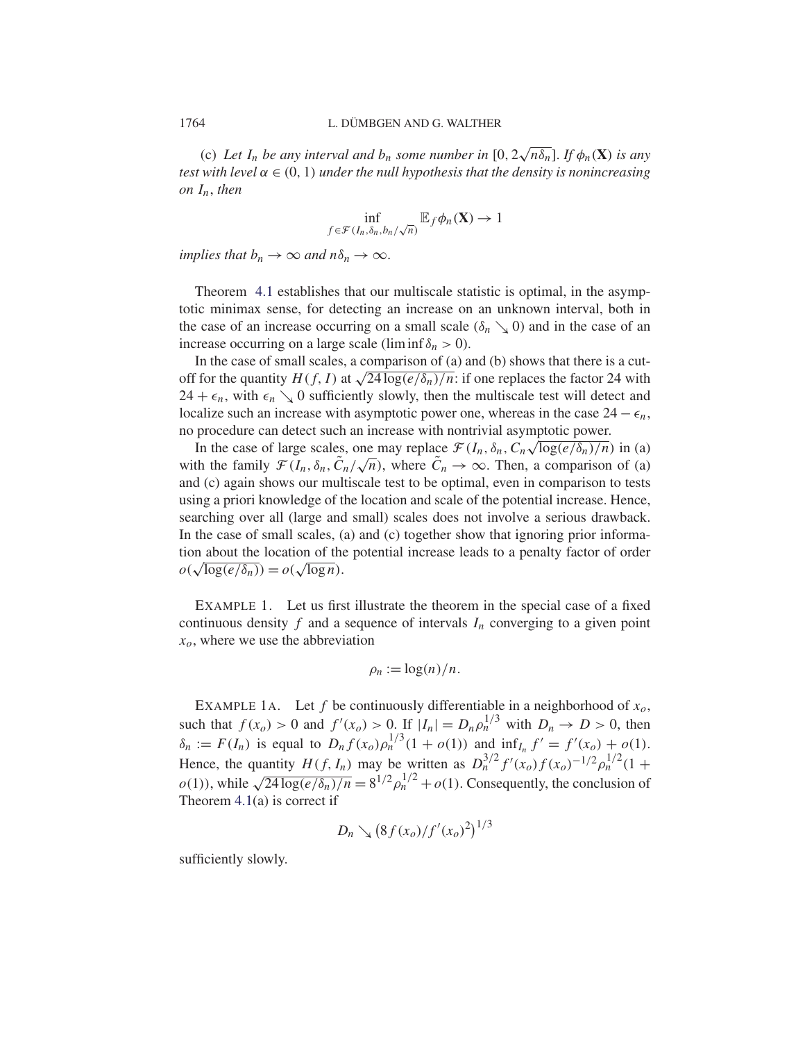(c) *Let $I_n$ be any interval and $b_n$ some number in $[0, 2\sqrt{n\delta_n}]$. If $\phi_n(\mathbf{X})$ is any test with level $\alpha \in (0, 1)$ under the null hypothesis that the density is nonincreasing on $I_n$, then*

$$\inf_{f \in \mathcal{F}(I_n, \delta_n, b_n/\sqrt{n})} \mathbb{E}_f \phi_n(\mathbf{X}) \to 1$$

*implies that $b_n \to \infty$ and $n\delta_n \to \infty$.*

Theorem 4.1 establishes that our multiscale statistic is optimal, in the asymptotic minimax sense, for detecting an increase on an unknown interval, both in the case of an increase occurring on a small scale ($\delta_n \searrow 0$) and in the case of an increase occurring on a large scale ($\liminf \delta_n > 0$).

In the case of small scales, a comparison of (a) and (b) shows that there is a cutoff for the quantity $H(f, I)$ at $\sqrt{24 \log(e/\delta_n)/n}$: if one replaces the factor 24 with $24 + \epsilon_n$, with $\epsilon_n \searrow 0$ sufficiently slowly, then the multiscale test will detect and localize such an increase with asymptotic power one, whereas in the case $24 - \epsilon_n$, no procedure can detect such an increase with nontrivial asymptotic power.

In the case of large scales, one may replace $\mathcal{F}(I_n, \delta_n, C_n\sqrt{\log(e/\delta_n)/n})$ in (a) with the family $\mathcal{F}(I_n, \delta_n, \tilde{C}_n/\sqrt{n})$, where $\tilde{C}_n \to \infty$. Then, a comparison of (a) and (c) again shows our multiscale test to be optimal, even in comparison to tests using a priori knowledge of the location and scale of the potential increase. Hence, searching over all (large and small) scales does not involve a serious drawback. In the case of small scales, (a) and (c) together show that ignoring prior information about the location of the potential increase leads to a penalty factor of order $o(\sqrt{\log(e/\delta_n)}) = o(\sqrt{\log n})$.

EXAMPLE 1. Let us first illustrate the theorem in the special case of a fixed continuous density $f$ and a sequence of intervals $I_n$ converging to a given point $x_o$, where we use the abbreviation

$$\rho_n := \log(n)/n.$$

EXAMPLE 1A. Let $f$ be continuously differentiable in a neighborhood of $x_o$, such that $f(x_o) > 0$ and $f'(x_o) > 0$. If $|I_n| = D_n \rho_n^{1/3}$ with $D_n \to D > 0$, then $\delta_n := F(I_n)$ is equal to $D_n f(x_o)\rho_n^{1/3}(1 + o(1))$ and $\inf_{I_n} f' = f'(x_o) + o(1)$. Hence, the quantity $H(f, I_n)$ may be written as $D_n^{3/2} f'(x_o) f(x_o)^{-1/2} \rho_n^{1/2}(1 + o(1))$, while $\sqrt{24 \log(e/\delta_n)/n} = 8^{1/2}\rho_n^{1/2} + o(1)$. Consequently, the conclusion of Theorem 4.1(a) is correct if

$$D_n \searrow \big(8 f(x_o)/f'(x_o)^2\big)^{1/3}$$

sufficiently slowly.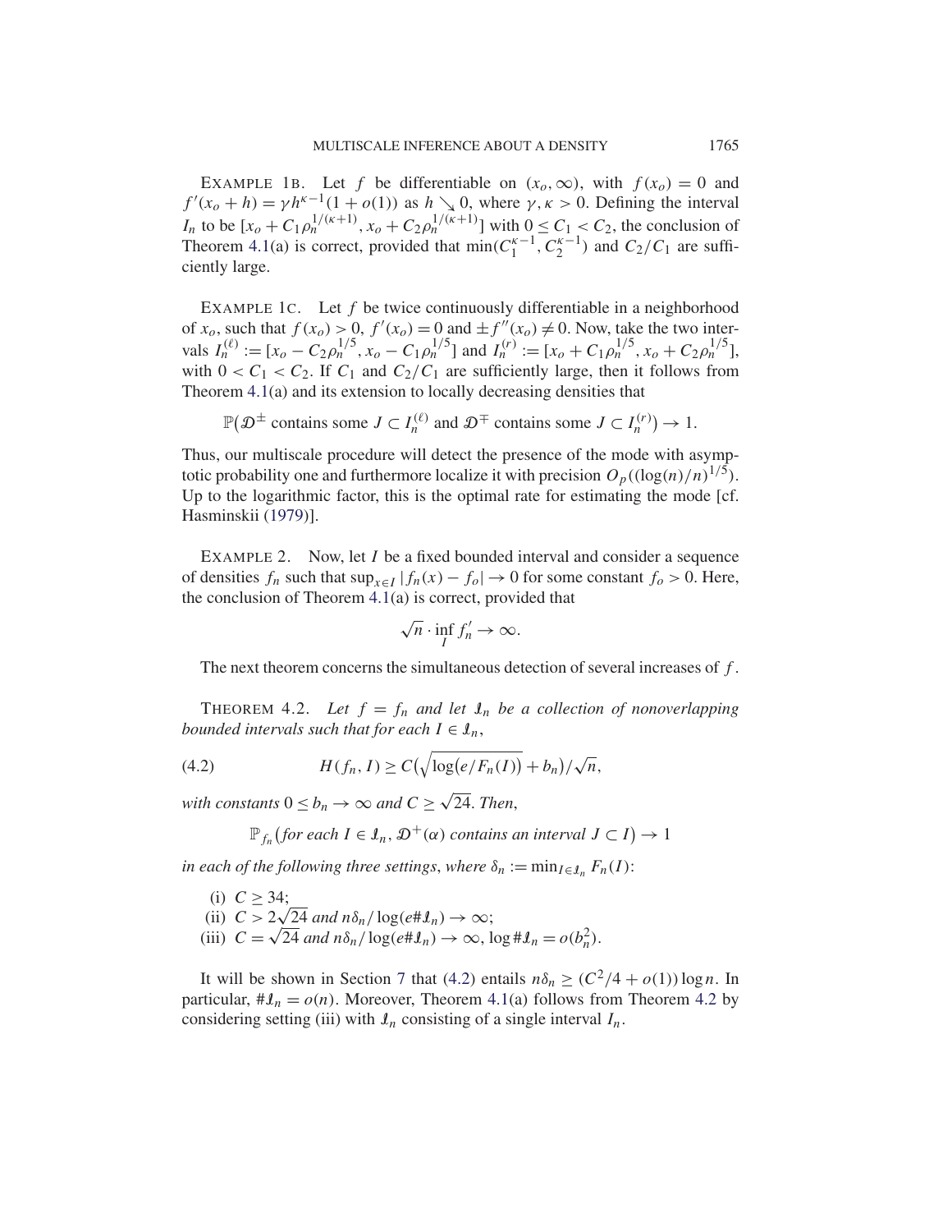EXAMPLE 1B. Let $f$ be differentiable on $(x_o, \infty)$, with $f(x_o) = 0$ and $f'(x_o + h) = \gamma h^{\kappa-1}(1 + o(1))$ as $h \searrow 0$, where $\gamma, \kappa > 0$. Defining the interval $I_n$ to be $[x_o + C_1 \rho_n^{1/(\kappa+1)}, x_o + C_2 \rho_n^{1/(\kappa+1)}]$ with $0 \leq C_1 < C_2$, the conclusion of Theorem 4.1(a) is correct, provided that $\min(C_1^{\kappa-1}, C_2^{\kappa-1})$ and $C_2/C_1$ are sufficiently large.

EXAMPLE 1C. Let $f$ be twice continuously differentiable in a neighborhood of $x_o$, such that $f(x_o) > 0$, $f'(x_o) = 0$ and $\pm f''(x_o) \neq 0$. Now, take the two intervals $I_n^{(\ell)} := [x_o - C_2 \rho_n^{1/5}, x_o - C_1 \rho_n^{1/5}]$ and $I_n^{(r)} := [x_o + C_1 \rho_n^{1/5}, x_o + C_2 \rho_n^{1/5}]$, with $0 < C_1 < C_2$. If $C_1$ and $C_2/C_1$ are sufficiently large, then it follows from Theorem 4.1(a) and its extension to locally decreasing densities that

$$\mathbb{P}\big(\mathcal{D}^{\pm} \text{ contains some } J \subset I_n^{(\ell)} \text{ and } \mathcal{D}^{\mp} \text{ contains some } J \subset I_n^{(r)}\big) \to 1.$$

Thus, our multiscale procedure will detect the presence of the mode with asymptotic probability one and furthermore localize it with precision $O_p((\log(n)/n)^{1/5})$. Up to the logarithmic factor, this is the optimal rate for estimating the mode [cf. Hasminskii (1979)].

EXAMPLE 2. Now, let $I$ be a fixed bounded interval and consider a sequence of densities $f_n$ such that $\sup_{x \in I} |f_n(x) - f_o| \to 0$ for some constant $f_o > 0$. Here, the conclusion of Theorem 4.1(a) is correct, provided that

$$\sqrt{n} \cdot \inf_I f_n' \to \infty.$$

The next theorem concerns the simultaneous detection of several increases of $f$.

THEOREM 4.2. *Let $f = f_n$ and let $\mathcal{I}_n$ be a collection of nonoverlapping bounded intervals such that for each $I \in \mathcal{I}_n$,*

$$H(f_n, I) \geq C\big(\sqrt{\log(e/F_n(I))} + b_n\big)/\sqrt{n}, \tag{4.2}$$

*with constants $0 \leq b_n \to \infty$ and $C \geq \sqrt{24}$. Then,*

$$\mathbb{P}_{f_n}\big(\textit{for each } I \in \mathcal{I}_n, \mathcal{D}^+(\alpha) \textit{ contains an interval } J \subset I\big) \to 1$$

*in each of the following three settings, where $\delta_n := \min_{I \in \mathcal{I}_n} F_n(I)$:*

(i) $C \geq 34$;
(ii) $C > 2\sqrt{24}$ *and* $n\delta_n/\log(e\#\mathcal{I}_n) \to \infty$;
(iii) $C = \sqrt{24}$ *and* $n\delta_n/\log(e\#\mathcal{I}_n) \to \infty$, $\log \#\mathcal{I}_n = o(b_n^2)$.

It will be shown in Section 7 that (4.2) entails $n\delta_n \geq (C^2/4 + o(1)) \log n$. In particular, $\#\mathcal{I}_n = o(n)$. Moreover, Theorem 4.1(a) follows from Theorem 4.2 by considering setting (iii) with $\mathcal{I}_n$ consisting of a single interval $I_n$.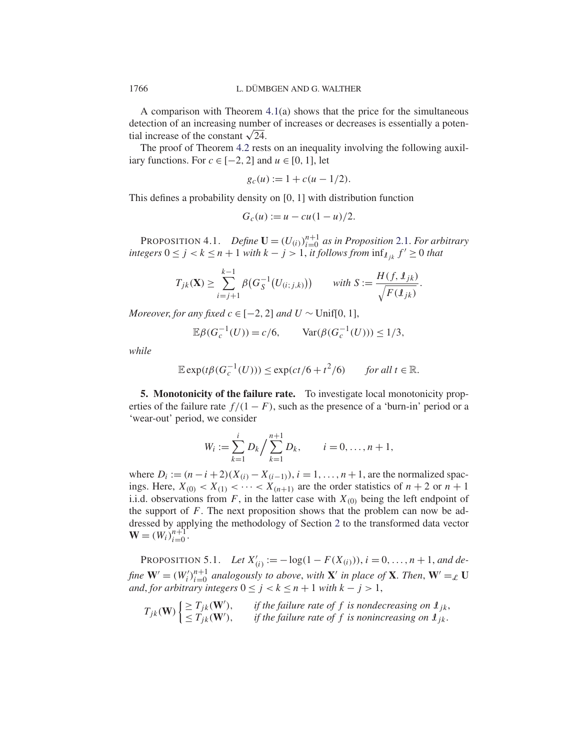A comparison with Theorem 4.1(a) shows that the price for the simultaneous detection of an increasing number of increases or decreases is essentially a potential increase of the constant $\sqrt{24}$.

The proof of Theorem 4.2 rests on an inequality involving the following auxiliary functions. For $c \in [-2, 2]$ and $u \in [0, 1]$, let

$$g_c(u) := 1 + c(u - 1/2).$$

This defines a probability density on $[0, 1]$ with distribution function

$$G_c(u) := u - cu(1 - u)/2.$$

PROPOSITION 4.1. *Define* $\mathbf{U} = (U_{(i)})_{i=0}^{n+1}$ *as in Proposition* 2.1. *For arbitrary integers* $0 \le j < k \le n+1$ *with* $k - j > 1$, *it follows from* $\inf_{\mathcal{I}_{jk}} f' \ge 0$ *that*

$$T_{jk}(\mathbf{X}) \ge \sum_{i=j+1}^{k-1} \beta\big(G_S^{-1}\big(U_{(i;j,k)}\big)\big) \qquad \text{with } S := \frac{H(f, \mathcal{I}_{jk})}{\sqrt{F(\mathcal{I}_{jk})}}.$$

*Moreover, for any fixed* $c \in [-2, 2]$ *and* $U \sim \mathrm{Unif}[0, 1]$,

$$\mathbb{E}\beta(G_c^{-1}(U)) = c/6, \qquad \mathrm{Var}(\beta(G_c^{-1}(U))) \le 1/3,$$

*while*

$$\mathbb{E}\exp(t\beta(G_c^{-1}(U))) \le \exp(ct/6 + t^2/6) \qquad \text{for all } t \in \mathbb{R}.$$

**5. Monotonicity of the failure rate.** To investigate local monotonicity properties of the failure rate $f/(1 - F)$, such as the presence of a 'burn-in' period or a 'wear-out' period, we consider

$$W_i := \sum_{k=1}^{i} D_k \Big/ \sum_{k=1}^{n+1} D_k, \qquad i = 0, \ldots, n+1,$$

where $D_i := (n - i + 2)(X_{(i)} - X_{(i-1)})$, $i = 1, \ldots, n+1$, are the normalized spacings. Here, $X_{(0)} < X_{(1)} < \cdots < X_{(n+1)}$ are the order statistics of $n + 2$ or $n + 1$ i.i.d. observations from $F$, in the latter case with $X_{(0)}$ being the left endpoint of the support of $F$. The next proposition shows that the problem can now be addressed by applying the methodology of Section 2 to the transformed data vector $\mathbf{W} = (W_i)_{i=0}^{n+1}$.

PROPOSITION 5.1. *Let* $X'_{(i)} := -\log(1 - F(X_{(i)}))$, $i = 0, \ldots, n+1$, *and define* $\mathbf{W}' = (W'_i)_{i=0}^{n+1}$ *analogously to above, with* $\mathbf{X}'$ *in place of* $\mathbf{X}$. *Then*, $\mathbf{W}' =_{\mathcal{L}} \mathbf{U}$ *and, for arbitrary integers* $0 \le j < k \le n+1$ *with* $k - j > 1$,

$$T_{jk}(\mathbf{W}) \begin{cases} \ge T_{jk}(\mathbf{W}'), & \text{if the failure rate of } f \text{ is nondecreasing on } \mathcal{I}_{jk}, \\ \le T_{jk}(\mathbf{W}'), & \text{if the failure rate of } f \text{ is nonincreasing on } \mathcal{I}_{jk}. \end{cases}$$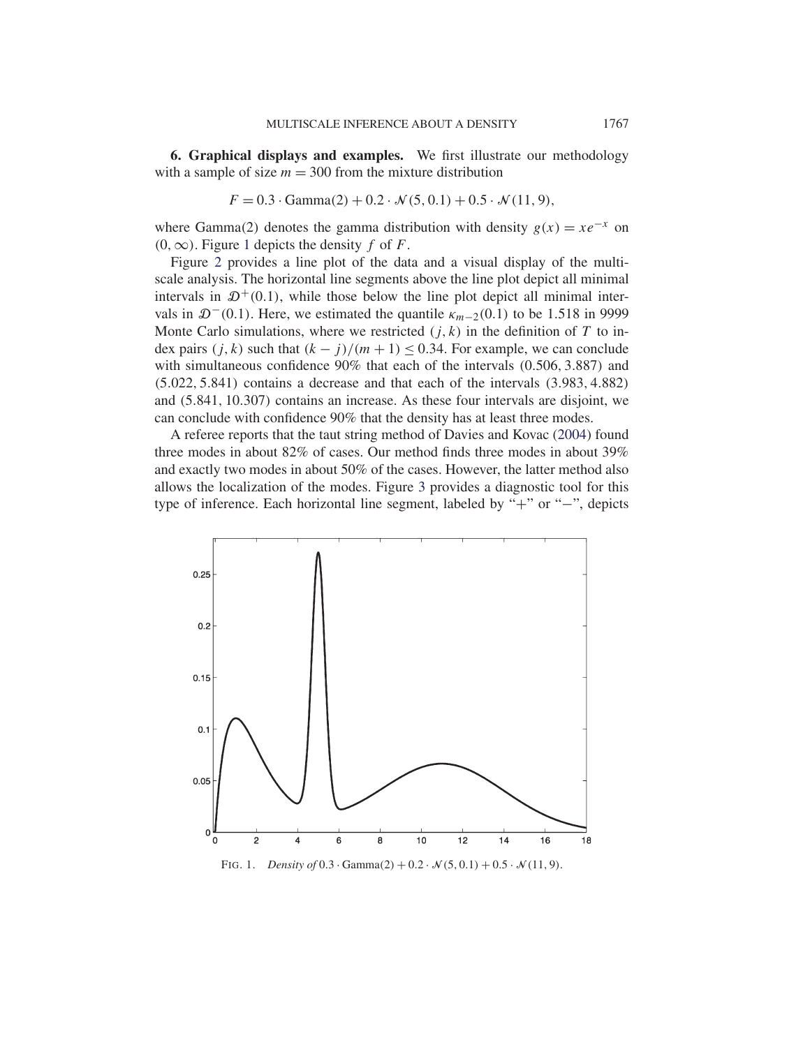**6. Graphical displays and examples.** We first illustrate our methodology with a sample of size $m = 300$ from the mixture distribution

$$F = 0.3 \cdot \text{Gamma}(2) + 0.2 \cdot \mathcal{N}(5, 0.1) + 0.5 \cdot \mathcal{N}(11, 9),$$

where Gamma(2) denotes the gamma distribution with density $g(x) = xe^{-x}$ on $(0, \infty)$. Figure 1 depicts the density $f$ of $F$.

Figure 2 provides a line plot of the data and a visual display of the multiscale analysis. The horizontal line segments above the line plot depict all minimal intervals in $\mathcal{D}^+(0.1)$, while those below the line plot depict all minimal intervals in $\mathcal{D}^-(0.1)$. Here, we estimated the quantile $\kappa_{m-2}(0.1)$ to be 1.518 in 9999 Monte Carlo simulations, where we restricted $(j, k)$ in the definition of $T$ to index pairs $(j, k)$ such that $(k - j)/(m + 1) \leq 0.34$. For example, we can conclude with simultaneous confidence 90% that each of the intervals $(0.506, 3.887)$ and $(5.022, 5.841)$ contains a decrease and that each of the intervals $(3.983, 4.882)$ and $(5.841, 10.307)$ contains an increase. As these four intervals are disjoint, we can conclude with confidence 90% that the density has at least three modes.

A referee reports that the taut string method of Davies and Kovac (2004) found three modes in about 82% of cases. Our method finds three modes in about 39% and exactly two modes in about 50% of the cases. However, the latter method also allows the localization of the modes. Figure 3 provides a diagnostic tool for this type of inference. Each horizontal line segment, labeled by "+" or "−", depicts

FIG. 1. *Density of* $0.3 \cdot \text{Gamma}(2) + 0.2 \cdot \mathcal{N}(5, 0.1) + 0.5 \cdot \mathcal{N}(11, 9)$.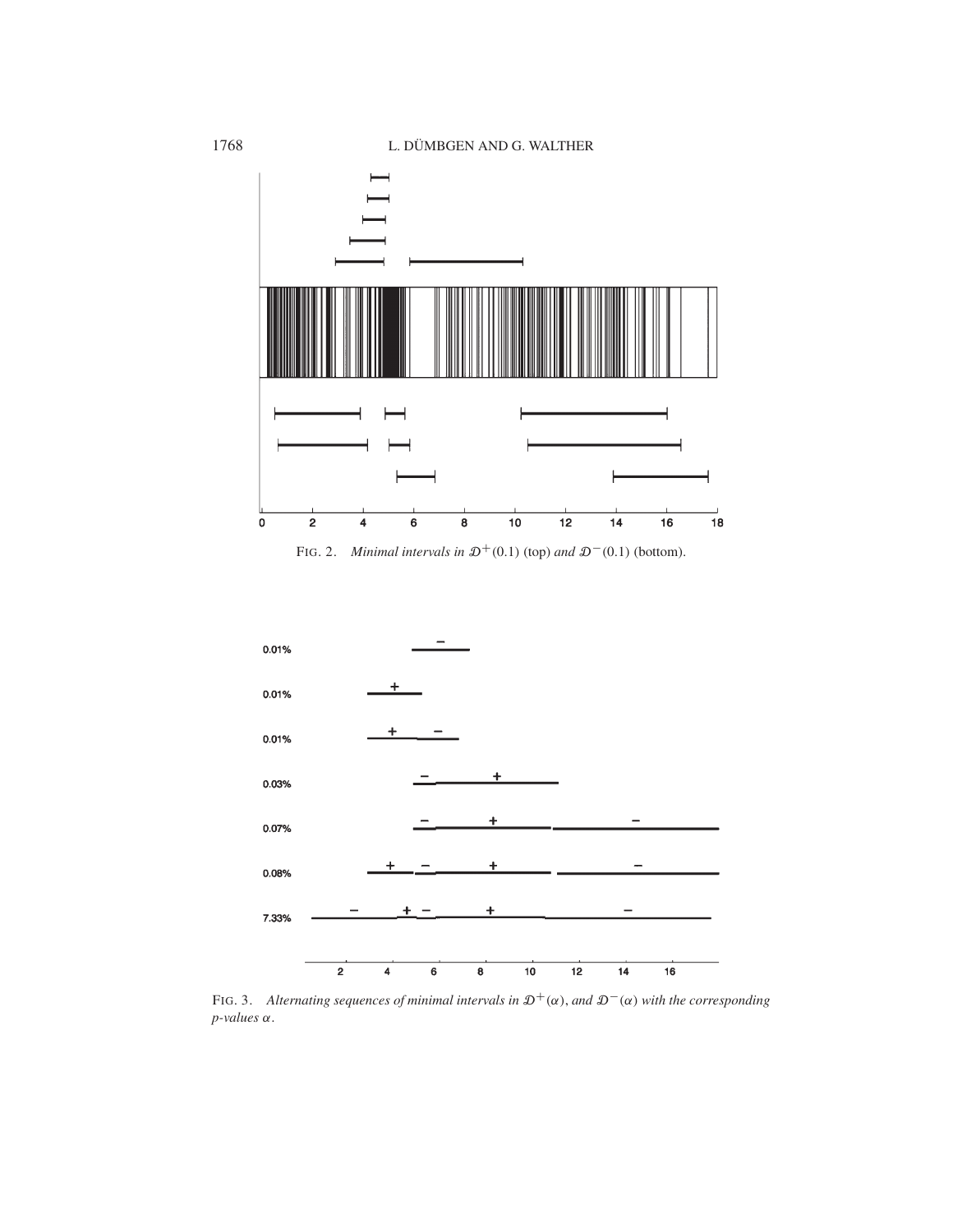FIG. 2. *Minimal intervals in* $\mathcal{D}^+(0.1)$ (top) *and* $\mathcal{D}^-(0.1)$ (bottom).

FIG. 3. *Alternating sequences of minimal intervals in* $\mathcal{D}^+(\alpha)$, *and* $\mathcal{D}^-(\alpha)$ *with the corresponding p-values* $\alpha$.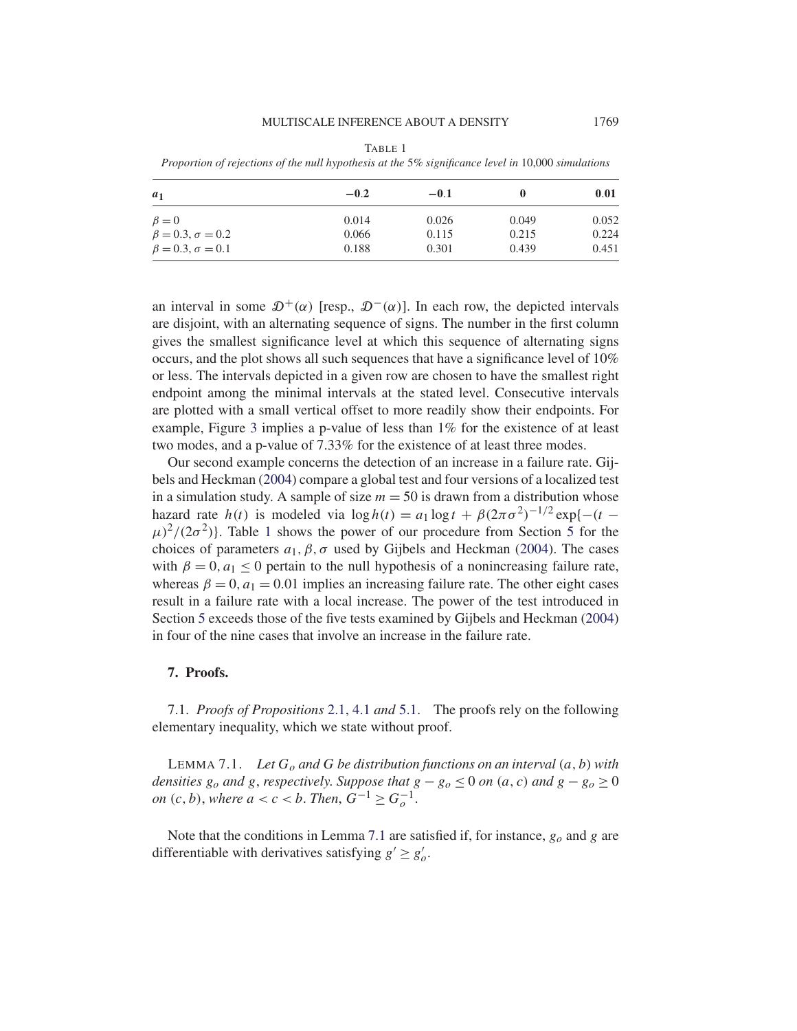TABLE 1

*Proportion of rejections of the null hypothesis at the 5% significance level in 10,000 simulations*

| $a_1$ | $-0.2$ | $-0.1$ | $0$ | $0.01$ |
|---|---|---|---|---|
| $\beta = 0$ | 0.014 | 0.026 | 0.049 | 0.052 |
| $\beta = 0.3, \sigma = 0.2$ | 0.066 | 0.115 | 0.215 | 0.224 |
| $\beta = 0.3, \sigma = 0.1$ | 0.188 | 0.301 | 0.439 | 0.451 |

an interval in some $\mathcal{D}^+(\alpha)$ [resp., $\mathcal{D}^-(\alpha)$]. In each row, the depicted intervals are disjoint, with an alternating sequence of signs. The number in the first column gives the smallest significance level at which this sequence of alternating signs occurs, and the plot shows all such sequences that have a significance level of 10% or less. The intervals depicted in a given row are chosen to have the smallest right endpoint among the minimal intervals at the stated level. Consecutive intervals are plotted with a small vertical offset to more readily show their endpoints. For example, Figure 3 implies a p-value of less than 1% for the existence of at least two modes, and a p-value of 7.33% for the existence of at least three modes.

Our second example concerns the detection of an increase in a failure rate. Gijbels and Heckman (2004) compare a global test and four versions of a localized test in a simulation study. A sample of size $m = 50$ is drawn from a distribution whose hazard rate $h(t)$ is modeled via $\log h(t) = a_1 \log t + \beta(2\pi\sigma^2)^{-1/2} \exp\{-(t - \mu)^2/(2\sigma^2)\}$. Table 1 shows the power of our procedure from Section 5 for the choices of parameters $a_1, \beta, \sigma$ used by Gijbels and Heckman (2004). The cases with $\beta = 0, a_1 \leq 0$ pertain to the null hypothesis of a nonincreasing failure rate, whereas $\beta = 0, a_1 = 0.01$ implies an increasing failure rate. The other eight cases result in a failure rate with a local increase. The power of the test introduced in Section 5 exceeds those of the five tests examined by Gijbels and Heckman (2004) in four of the nine cases that involve an increase in the failure rate.

## 7. Proofs.

7.1. *Proofs of Propositions* 2.1, 4.1 *and* 5.1. The proofs rely on the following elementary inequality, which we state without proof.

LEMMA 7.1. *Let $G_o$ and $G$ be distribution functions on an interval $(a, b)$ with densities $g_o$ and $g$, respectively. Suppose that $g - g_o \leq 0$ on $(a, c)$ and $g - g_o \geq 0$ on $(c, b)$, where $a < c < b$. Then, $G^{-1} \geq G_o^{-1}$.*

Note that the conditions in Lemma 7.1 are satisfied if, for instance, $g_o$ and $g$ are differentiable with derivatives satisfying $g' \geq g_o'$.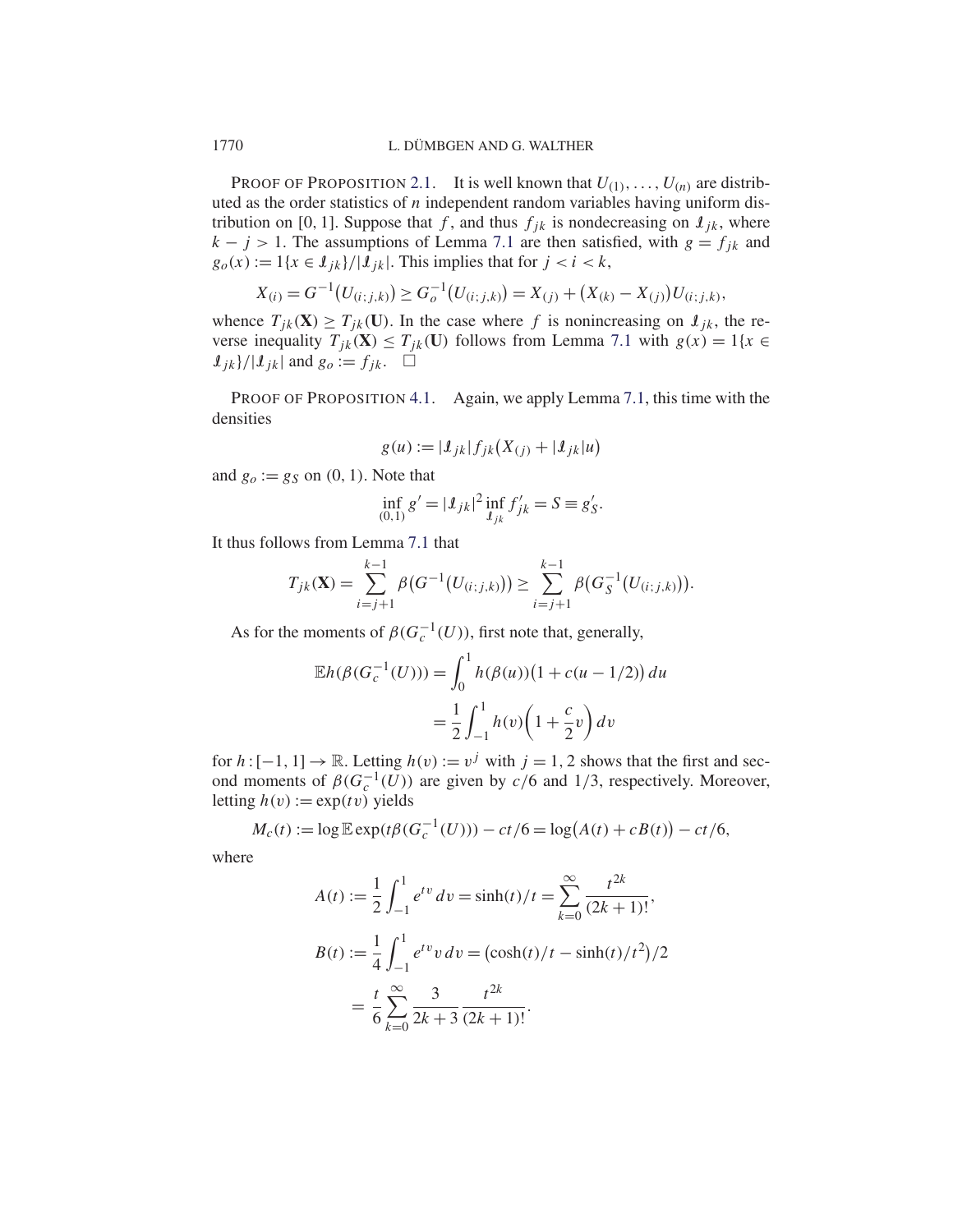PROOF OF PROPOSITION 2.1. It is well known that $U_{(1)}, \ldots, U_{(n)}$ are distributed as the order statistics of $n$ independent random variables having uniform distribution on $[0, 1]$. Suppose that $f$, and thus $f_{jk}$ is nondecreasing on $\mathcal{I}_{jk}$, where $k - j > 1$. The assumptions of Lemma 7.1 are then satisfied, with $g = f_{jk}$ and $g_o(x) := 1\{x \in \mathcal{I}_{jk}\}/|\mathcal{I}_{jk}|$. This implies that for $j < i < k$,

$$X_{(i)} = G^{-1}(U_{(i;j,k)}) \geq G_o^{-1}(U_{(i;j,k)}) = X_{(j)} + (X_{(k)} - X_{(j)})U_{(i;j,k)},$$

whence $T_{jk}(\mathbf{X}) \geq T_{jk}(\mathbf{U})$. In the case where $f$ is nonincreasing on $\mathcal{I}_{jk}$, the reverse inequality $T_{jk}(\mathbf{X}) \leq T_{jk}(\mathbf{U})$ follows from Lemma 7.1 with $g(x) = 1\{x \in \mathcal{I}_{jk}\}/|\mathcal{I}_{jk}|$ and $g_o := f_{jk}$. $\square$

PROOF OF PROPOSITION 4.1. Again, we apply Lemma 7.1, this time with the densities

$$g(u) := |\mathcal{I}_{jk}| f_{jk}(X_{(j)} + |\mathcal{I}_{jk}|u)$$

and $g_o := g_S$ on $(0, 1)$. Note that

$$\inf_{(0,1)} g' = |\mathcal{I}_{jk}|^2 \inf_{\mathcal{I}_{jk}} f'_{jk} = S \equiv g'_S.$$

It thus follows from Lemma 7.1 that

$$T_{jk}(\mathbf{X}) = \sum_{i=j+1}^{k-1} \beta(G^{-1}(U_{(i;j,k)})) \geq \sum_{i=j+1}^{k-1} \beta(G_S^{-1}(U_{(i;j,k)})).$$

As for the moments of $\beta(G_c^{-1}(U))$, first note that, generally,

$$\begin{aligned}
\mathbb{E}h(\beta(G_c^{-1}(U))) &= \int_0^1 h(\beta(u))(1 + c(u - 1/2))\,du \\
&= \frac{1}{2}\int_{-1}^1 h(v)\left(1 + \frac{c}{2}v\right)dv
\end{aligned}$$

for $h : [-1, 1] \to \mathbb{R}$. Letting $h(v) := v^j$ with $j = 1, 2$ shows that the first and second moments of $\beta(G_c^{-1}(U))$ are given by $c/6$ and $1/3$, respectively. Moreover, letting $h(v) := \exp(tv)$ yields

$$M_c(t) := \log \mathbb{E}\exp(t\beta(G_c^{-1}(U))) - ct/6 = \log(A(t) + cB(t)) - ct/6,$$

where

$$\begin{aligned}
A(t) &:= \frac{1}{2}\int_{-1}^1 e^{tv}\,dv = \sinh(t)/t = \sum_{k=0}^\infty \frac{t^{2k}}{(2k+1)!}, \\
B(t) &:= \frac{1}{4}\int_{-1}^1 e^{tv}v\,dv = (\cosh(t)/t - \sinh(t)/t^2)/2 \\
&= \frac{t}{6}\sum_{k=0}^\infty \frac{3}{2k+3}\frac{t^{2k}}{(2k+1)!}.
\end{aligned}$$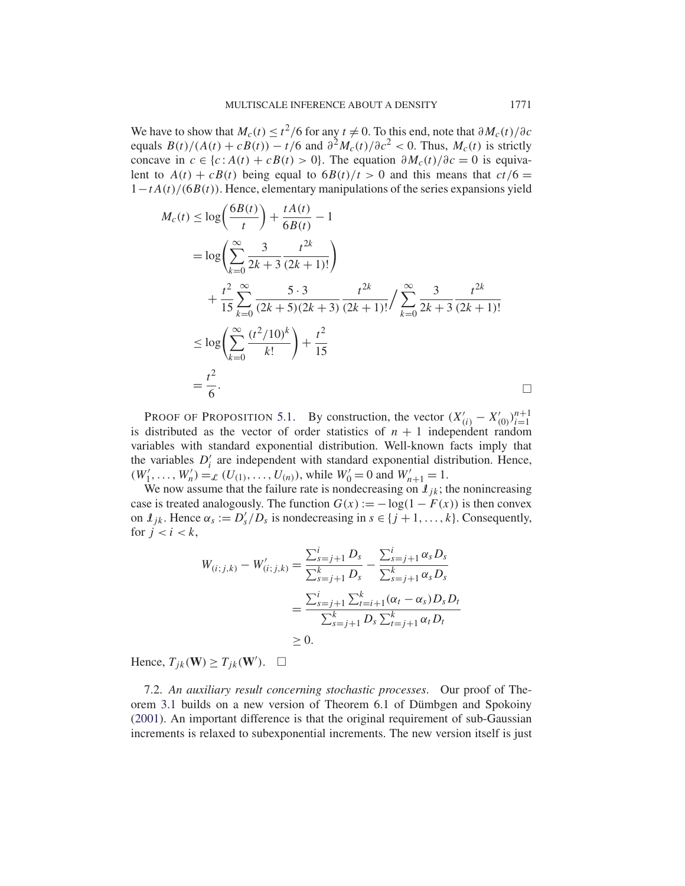We have to show that $M_c(t) \le t^2/6$ for any $t \ne 0$. To this end, note that $\partial M_c(t)/\partial c$ equals $B(t)/(A(t) + cB(t)) - t/6$ and $\partial^2 M_c(t)/\partial c^2 < 0$. Thus, $M_c(t)$ is strictly concave in $c \in \{c : A(t) + cB(t) > 0\}$. The equation $\partial M_c(t)/\partial c = 0$ is equivalent to $A(t) + cB(t)$ being equal to $6B(t)/t > 0$ and this means that $ct/6 = 1 - tA(t)/(6B(t))$. Hence, elementary manipulations of the series expansions yield

$$
\begin{aligned}
M_c(t) &\le \log\left(\frac{6B(t)}{t}\right) + \frac{tA(t)}{6B(t)} - 1 \\
&= \log\left(\sum_{k=0}^{\infty} \frac{3}{2k+3} \frac{t^{2k}}{(2k+1)!}\right) \\
&\quad + \frac{t^2}{15} \sum_{k=0}^{\infty} \frac{5 \cdot 3}{(2k+5)(2k+3)} \frac{t^{2k}}{(2k+1)!} \Big/ \sum_{k=0}^{\infty} \frac{3}{2k+3} \frac{t^{2k}}{(2k+1)!} \\
&\le \log\left(\sum_{k=0}^{\infty} \frac{(t^2/10)^k}{k!}\right) + \frac{t^2}{15} \\
&= \frac{t^2}{6}. \qquad \square
\end{aligned}
$$

PROOF OF PROPOSITION 5.1. By construction, the vector $(X'_{(i)} - X'_{(0)})_{i=1}^{n+1}$ is distributed as the vector of order statistics of $n + 1$ independent random variables with standard exponential distribution. Well-known facts imply that the variables $D'_i$ are independent with standard exponential distribution. Hence, $(W'_1, \ldots, W'_n) =_{\mathcal{L}} (U_{(1)}, \ldots, U_{(n)})$, while $W'_0 = 0$ and $W'_{n+1} = 1$.

We now assume that the failure rate is nondecreasing on $\mathcal{I}_{jk}$; the nonincreasing case is treated analogously. The function $G(x) := -\log(1 - F(x))$ is then convex on $\mathcal{I}_{jk}$. Hence $\alpha_s := D'_s/D_s$ is nondecreasing in $s \in \{j+1, \ldots, k\}$. Consequently, for $j < i < k$,

$$
\begin{aligned}
W_{(i;j,k)} - W'_{(i;j,k)} &= \frac{\sum_{s=j+1}^{i} D_s}{\sum_{s=j+1}^{k} D_s} - \frac{\sum_{s=j+1}^{i} \alpha_s D_s}{\sum_{s=j+1}^{k} \alpha_s D_s} \\
&= \frac{\sum_{s=j+1}^{i} \sum_{t=i+1}^{k} (\alpha_t - \alpha_s) D_s D_t}{\sum_{s=j+1}^{k} D_s \sum_{t=j+1}^{k} \alpha_t D_t} \\
&\ge 0.
\end{aligned}
$$

Hence, $T_{jk}(\mathbf{W}) \ge T_{jk}(\mathbf{W}')$. $\square$

7.2. *An auxiliary result concerning stochastic processes.* Our proof of Theorem 3.1 builds on a new version of Theorem 6.1 of Dümbgen and Spokoiny (2001). An important difference is that the original requirement of sub-Gaussian increments is relaxed to subexponential increments. The new version itself is just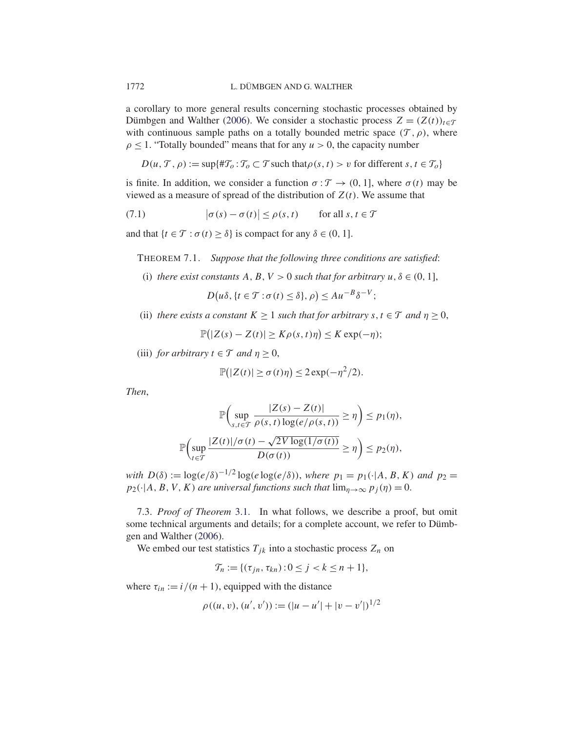a corollary to more general results concerning stochastic processes obtained by Dümbgen and Walther (2006). We consider a stochastic process $Z = (Z(t))_{t \in \mathcal{T}}$ with continuous sample paths on a totally bounded metric space $(\mathcal{T}, \rho)$, where $\rho \le 1$. "Totally bounded" means that for any $u > 0$, the capacity number

$$D(u, \mathcal{T}, \rho) := \sup\{\#\mathcal{T}_o : \mathcal{T}_o \subset \mathcal{T} \text{ such that} \rho(s,t) > v \text{ for different } s, t \in \mathcal{T}_o\}$$

is finite. In addition, we consider a function $\sigma : \mathcal{T} \to (0, 1]$, where $\sigma(t)$ may be viewed as a measure of spread of the distribution of $Z(t)$. We assume that

$$|\sigma(s) - \sigma(t)| \le \rho(s,t) \qquad \text{for all } s, t \in \mathcal{T} \tag{7.1}$$

and that $\{t \in \mathcal{T} : \sigma(t) \ge \delta\}$ is compact for any $\delta \in (0, 1]$.

THEOREM 7.1. *Suppose that the following three conditions are satisfied*:

(i) *there exist constants* $A, B, V > 0$ *such that for arbitrary* $u, \delta \in (0, 1]$,

$$D\big(u\delta, \{t \in \mathcal{T} : \sigma(t) \le \delta\}, \rho\big) \le A u^{-B} \delta^{-V};$$

(ii) *there exists a constant* $K \ge 1$ *such that for arbitrary* $s, t \in \mathcal{T}$ *and* $\eta \ge 0$,

$$\mathbb{P}\big(|Z(s) - Z(t)| \ge K\rho(s,t)\eta\big) \le K \exp(-\eta);$$

(iii) *for arbitrary* $t \in \mathcal{T}$ *and* $\eta \ge 0$,

$$\mathbb{P}\big(|Z(t)| \ge \sigma(t)\eta\big) \le 2\exp(-\eta^2/2).$$

*Then*,

$$\mathbb{P}\bigg(\sup_{s,t \in \mathcal{T}} \frac{|Z(s) - Z(t)|}{\rho(s,t)\log(e/\rho(s,t))} \ge \eta\bigg) \le p_1(\eta),$$

$$\mathbb{P}\bigg(\sup_{t \in \mathcal{T}} \frac{|Z(t)|/\sigma(t) - \sqrt{2V\log(1/\sigma(t))}}{D(\sigma(t))} \ge \eta\bigg) \le p_2(\eta),$$

*with* $D(\delta) := \log(e/\delta)^{-1/2}\log(e\log(e/\delta))$, *where* $p_1 = p_1(\cdot|A, B, K)$ *and* $p_2 = p_2(\cdot|A, B, V, K)$ *are universal functions such that* $\lim_{\eta\to\infty} p_j(\eta) = 0$.

7.3. *Proof of Theorem* 3.1. In what follows, we describe a proof, but omit some technical arguments and details; for a complete account, we refer to Dümbgen and Walther (2006).

We embed our test statistics $T_{jk}$ into a stochastic process $Z_n$ on

$$\mathcal{T}_n := \{(\tau_{jn}, \tau_{kn}) : 0 \le j < k \le n+1\},$$

where $\tau_{in} := i/(n+1)$, equipped with the distance

$$\rho((u,v),(u',v')) := (|u - u'| + |v - v'|)^{1/2}$$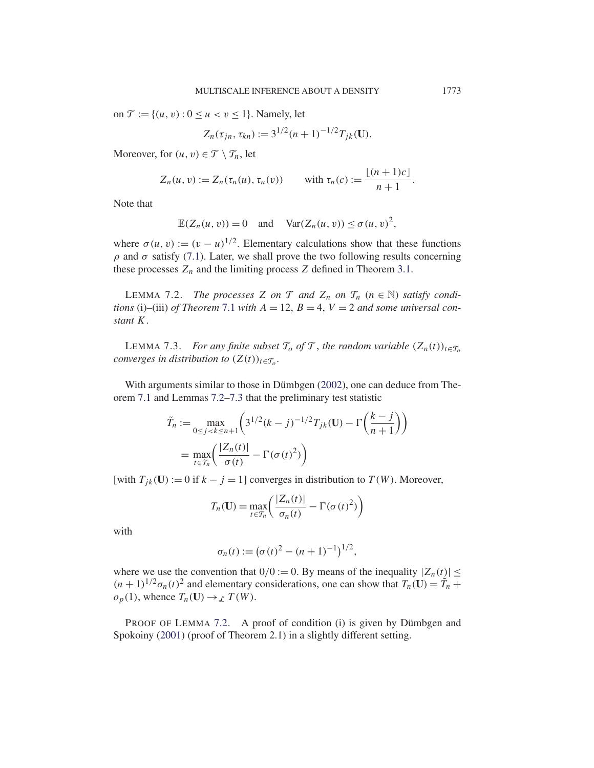on $\mathcal{T} := \{(u, v) : 0 \le u < v \le 1\}$. Namely, let

$$Z_n(\tau_{jn}, \tau_{kn}) := 3^{1/2}(n+1)^{-1/2} T_{jk}(\mathbf{U}).$$

Moreover, for $(u, v) \in \mathcal{T} \setminus \mathcal{T}_n$, let

$$Z_n(u, v) := Z_n(\tau_n(u), \tau_n(v)) \qquad \text{with } \tau_n(c) := \frac{\lfloor (n+1)c \rfloor}{n+1}.$$

Note that

$$\mathbb{E}(Z_n(u, v)) = 0 \quad \text{and} \quad \operatorname{Var}(Z_n(u, v)) \le \sigma(u, v)^2,$$

where $\sigma(u, v) := (v - u)^{1/2}$. Elementary calculations show that these functions $\rho$ and $\sigma$ satisfy (7.1). Later, we shall prove the two following results concerning these processes $Z_n$ and the limiting process $Z$ defined in Theorem 3.1.

LEMMA 7.2. *The processes $Z$ on $\mathcal{T}$ and $Z_n$ on $\mathcal{T}_n$ ($n \in \mathbb{N}$) satisfy conditions* (i)–(iii) *of Theorem* 7.1 *with $A = 12$, $B = 4$, $V = 2$ and some universal constant $K$.*

LEMMA 7.3. *For any finite subset $\mathcal{T}_o$ of $\mathcal{T}$, the random variable $(Z_n(t))_{t \in \mathcal{T}_o}$ converges in distribution to $(Z(t))_{t \in \mathcal{T}_o}$.*

With arguments similar to those in Dümbgen (2002), one can deduce from Theorem 7.1 and Lemmas 7.2–7.3 that the preliminary test statistic

$$\begin{aligned}
\tilde{T}_n &:= \max_{0 \le j < k \le n+1} \left( 3^{1/2}(k-j)^{-1/2} T_{jk}(\mathbf{U}) - \Gamma\left( \frac{k-j}{n+1} \right) \right) \\
&= \max_{t \in \mathcal{T}_n} \left( \frac{|Z_n(t)|}{\sigma(t)} - \Gamma(\sigma(t)^2) \right)
\end{aligned}$$

[with $T_{jk}(\mathbf{U}) := 0$ if $k - j = 1$] converges in distribution to $T(W)$. Moreover,

$$T_n(\mathbf{U}) = \max_{t \in \mathcal{T}_n} \left( \frac{|Z_n(t)|}{\sigma_n(t)} - \Gamma(\sigma(t)^2) \right)$$

with

$$\sigma_n(t) := \left( \sigma(t)^2 - (n+1)^{-1} \right)^{1/2},$$

where we use the convention that $0/0 := 0$. By means of the inequality $|Z_n(t)| \le (n+1)^{1/2} \sigma_n(t)^2$ and elementary considerations, one can show that $T_n(\mathbf{U}) = \tilde{T}_n + o_p(1)$, whence $T_n(\mathbf{U}) \to_{\mathcal{L}} T(W)$.

PROOF OF LEMMA 7.2. A proof of condition (i) is given by Dümbgen and Spokoiny (2001) (proof of Theorem 2.1) in a slightly different setting.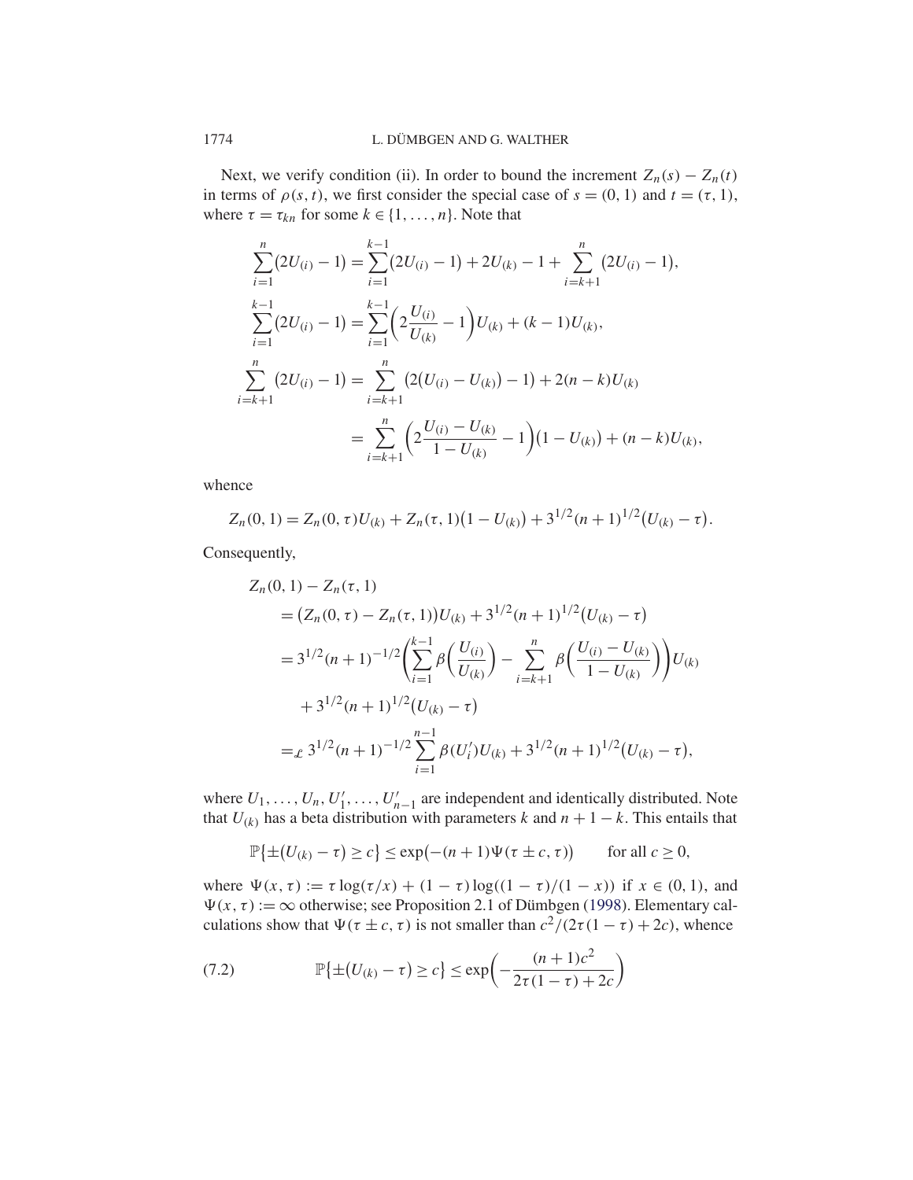Next, we verify condition (ii). In order to bound the increment $Z_n(s) - Z_n(t)$ in terms of $\rho(s,t)$, we first consider the special case of $s = (0,1)$ and $t = (\tau, 1)$, where $\tau = \tau_{kn}$ for some $k \in \{1, \ldots, n\}$. Note that

$$
\begin{aligned}
\sum_{i=1}^{n} (2U_{(i)} - 1) &= \sum_{i=1}^{k-1} (2U_{(i)} - 1) + 2U_{(k)} - 1 + \sum_{i=k+1}^{n} (2U_{(i)} - 1), \\
\sum_{i=1}^{k-1} (2U_{(i)} - 1) &= \sum_{i=1}^{k-1} \Big( 2\frac{U_{(i)}}{U_{(k)}} - 1 \Big) U_{(k)} + (k-1)U_{(k)}, \\
\sum_{i=k+1}^{n} (2U_{(i)} - 1) &= \sum_{i=k+1}^{n} \big( 2(U_{(i)} - U_{(k)}) - 1 \big) + 2(n-k)U_{(k)} \\
&= \sum_{i=k+1}^{n} \Big( 2\frac{U_{(i)} - U_{(k)}}{1 - U_{(k)}} - 1 \Big)(1 - U_{(k)}) + (n-k)U_{(k)},
\end{aligned}
$$

whence

$$
Z_n(0,1) = Z_n(0,\tau)U_{(k)} + Z_n(\tau,1)(1 - U_{(k)}) + 3^{1/2}(n+1)^{1/2}(U_{(k)} - \tau).
$$

Consequently,

$$
\begin{aligned}
&Z_n(0,1) - Z_n(\tau,1) \\
&\quad = (Z_n(0,\tau) - Z_n(\tau,1))U_{(k)} + 3^{1/2}(n+1)^{1/2}(U_{(k)} - \tau) \\
&\quad = 3^{1/2}(n+1)^{-1/2} \Bigg( \sum_{i=1}^{k-1} \beta\Big( \frac{U_{(i)}}{U_{(k)}} \Big) - \sum_{i=k+1}^{n} \beta\Big( \frac{U_{(i)} - U_{(k)}}{1 - U_{(k)}} \Big) \Bigg) U_{(k)} \\
&\qquad + 3^{1/2}(n+1)^{1/2}(U_{(k)} - \tau) \\
&\quad =_{\mathcal{L}} 3^{1/2}(n+1)^{-1/2} \sum_{i=1}^{n-1} \beta(U_i')U_{(k)} + 3^{1/2}(n+1)^{1/2}(U_{(k)} - \tau),
\end{aligned}
$$

where $U_1, \ldots, U_n, U_1', \ldots, U_{n-1}'$ are independent and identically distributed. Note that $U_{(k)}$ has a beta distribution with parameters $k$ and $n+1-k$. This entails that

$$
\mathbb{P}\{\pm(U_{(k)} - \tau) \geq c\} \leq \exp(-(n+1)\Psi(\tau \pm c, \tau)) \qquad \text{for all } c \geq 0,
$$

where $\Psi(x,\tau) := \tau \log(\tau/x) + (1-\tau)\log((1-\tau)/(1-x))$ if $x \in (0,1)$, and $\Psi(x,\tau) := \infty$ otherwise; see Proposition 2.1 of Dümbgen (1998). Elementary calculations show that $\Psi(\tau \pm c, \tau)$ is not smaller than $c^2/(2\tau(1-\tau) + 2c)$, whence

$$
\mathbb{P}\{\pm(U_{(k)} - \tau) \geq c\} \leq \exp\Big( -\frac{(n+1)c^2}{2\tau(1-\tau) + 2c} \Big) \tag{7.2}
$$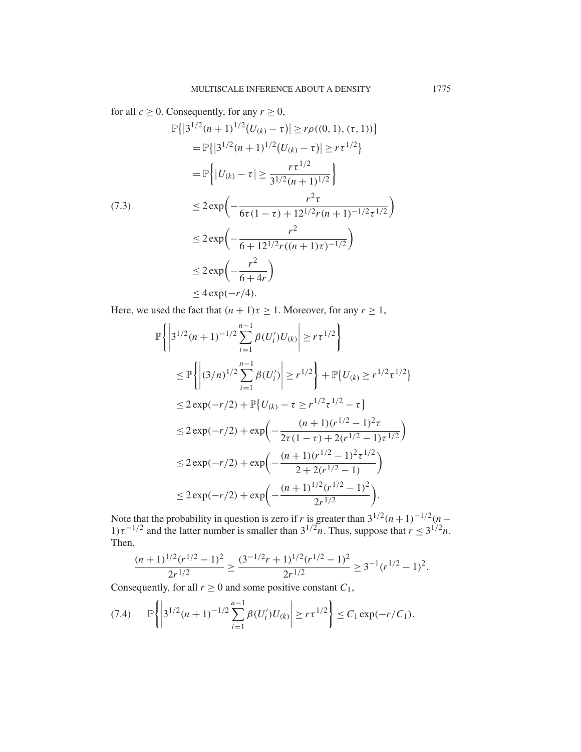for all $c \geq 0$. Consequently, for any $r \geq 0$,

$$
\begin{aligned}
&\mathbb{P}\{|3^{1/2}(n+1)^{1/2}(U_{(k)} - \tau)| \geq r\rho((0,1),(\tau,1))\} \\
&\quad = \mathbb{P}\{|3^{1/2}(n+1)^{1/2}(U_{(k)} - \tau)| \geq r\tau^{1/2}\} \\
&\quad = \mathbb{P}\left\{|U_{(k)} - \tau| \geq \frac{r\tau^{1/2}}{3^{1/2}(n+1)^{1/2}}\right\} \\
&\quad \leq 2\exp\left(-\frac{r^2\tau}{6\tau(1-\tau) + 12^{1/2}r(n+1)^{-1/2}\tau^{1/2}}\right) \qquad (7.3)\\
&\quad \leq 2\exp\left(-\frac{r^2}{6 + 12^{1/2}r((n+1)\tau)^{-1/2}}\right) \\
&\quad \leq 2\exp\left(-\frac{r^2}{6+4r}\right) \\
&\quad \leq 4\exp(-r/4).
\end{aligned}
$$

Here, we used the fact that $(n+1)\tau \geq 1$. Moreover, for any $r \geq 1$,

$$
\begin{aligned}
&\mathbb{P}\left\{\left|3^{1/2}(n+1)^{-1/2}\sum_{i=1}^{n-1}\beta(U_i')U_{(k)}\right| \geq r\tau^{1/2}\right\} \\
&\quad \leq \mathbb{P}\left\{\left|(3/n)^{1/2}\sum_{i=1}^{n-1}\beta(U_i')\right| \geq r^{1/2}\right\} + \mathbb{P}\{U_{(k)} \geq r^{1/2}\tau^{1/2}\} \\
&\quad \leq 2\exp(-r/2) + \mathbb{P}\{U_{(k)} - \tau \geq r^{1/2}\tau^{1/2} - \tau\} \\
&\quad \leq 2\exp(-r/2) + \exp\left(-\frac{(n+1)(r^{1/2}-1)^2\tau}{2\tau(1-\tau) + 2(r^{1/2}-1)\tau^{1/2}}\right) \\
&\quad \leq 2\exp(-r/2) + \exp\left(-\frac{(n+1)(r^{1/2}-1)^2\tau^{1/2}}{2 + 2(r^{1/2}-1)}\right) \\
&\quad \leq 2\exp(-r/2) + \exp\left(-\frac{(n+1)^{1/2}(r^{1/2}-1)^2}{2r^{1/2}}\right).
\end{aligned}
$$

Note that the probability in question is zero if $r$ is greater than $3^{1/2}(n+1)^{-1/2}(n-1)\tau^{-1/2}$ and the latter number is smaller than $3^{1/2}n$. Thus, suppose that $r \leq 3^{1/2}n$. Then,

$$
\frac{(n+1)^{1/2}(r^{1/2}-1)^2}{2r^{1/2}} \geq \frac{(3^{-1/2}r+1)^{1/2}(r^{1/2}-1)^2}{2r^{1/2}} \geq 3^{-1}(r^{1/2}-1)^2.
$$

Consequently, for all $r \geq 0$ and some positive constant $C_1$,

$$
\mathbb{P}\left\{\left|3^{1/2}(n+1)^{-1/2}\sum_{i=1}^{n-1}\beta(U_i')U_{(k)}\right| \geq r\tau^{1/2}\right\} \leq C_1\exp(-r/C_1). \qquad (7.4)
$$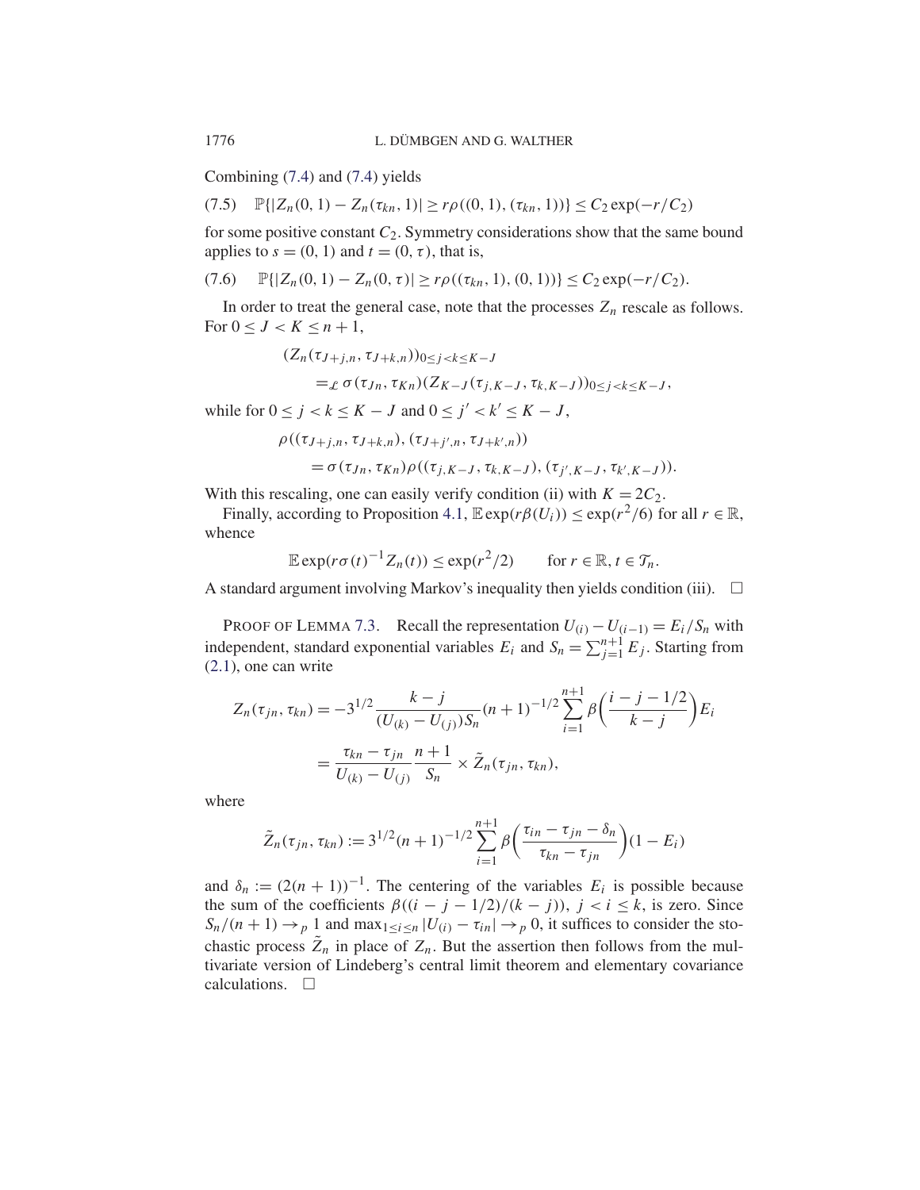Combining (7.4) and (7.4) yields

$$\text{(7.5)} \quad \mathbb{P}\{|Z_n(0,1) - Z_n(\tau_{kn}, 1)| \ge r\rho((0,1),(\tau_{kn},1))\} \le C_2 \exp(-r/C_2)$$

for some positive constant $C_2$. Symmetry considerations show that the same bound applies to $s = (0,1)$ and $t = (0,\tau)$, that is,

$$\text{(7.6)} \quad \mathbb{P}\{|Z_n(0,1) - Z_n(0,\tau)| \ge r\rho((\tau_{kn},1),(0,1))\} \le C_2 \exp(-r/C_2).$$

In order to treat the general case, note that the processes $Z_n$ rescale as follows. For $0 \le J < K \le n+1$,

$$\begin{aligned}
&(Z_n(\tau_{J+j,n}, \tau_{J+k,n}))_{0 \le j < k \le K-J} \\
&\quad =_{\mathcal{L}} \sigma(\tau_{Jn}, \tau_{Kn})(Z_{K-J}(\tau_{j,K-J}, \tau_{k,K-J}))_{0 \le j < k \le K-J},
\end{aligned}$$

while for $0 \le j < k \le K-J$ and $0 \le j' < k' \le K-J$,

$$\begin{aligned}
&\rho((\tau_{J+j,n}, \tau_{J+k,n}), (\tau_{J+j',n}, \tau_{J+k',n})) \\
&\quad = \sigma(\tau_{Jn}, \tau_{Kn})\rho((\tau_{j,K-J}, \tau_{k,K-J}), (\tau_{j',K-J}, \tau_{k',K-J})).
\end{aligned}$$

With this rescaling, one can easily verify condition (ii) with $K = 2C_2$.

Finally, according to Proposition 4.1, $\mathbb{E}\exp(r\beta(U_i)) \le \exp(r^2/6)$ for all $r \in \mathbb{R}$, whence

$$\mathbb{E}\exp(r\sigma(t)^{-1}Z_n(t)) \le \exp(r^2/2) \qquad \text{for } r \in \mathbb{R}, t \in \mathcal{T}_n.$$

A standard argument involving Markov's inequality then yields condition (iii). $\square$

PROOF OF LEMMA 7.3. Recall the representation $U_{(i)} - U_{(i-1)} = E_i/S_n$ with independent, standard exponential variables $E_i$ and $S_n = \sum_{j=1}^{n+1} E_j$. Starting from (2.1), one can write

$$\begin{aligned}
Z_n(\tau_{jn}, \tau_{kn}) &= -3^{1/2} \frac{k-j}{(U_{(k)} - U_{(j)})S_n}(n+1)^{-1/2} \sum_{i=1}^{n+1} \beta\Big(\frac{i-j-1/2}{k-j}\Big) E_i \\
&= \frac{\tau_{kn} - \tau_{jn}}{U_{(k)} - U_{(j)}} \frac{n+1}{S_n} \times \tilde{Z}_n(\tau_{jn}, \tau_{kn}),
\end{aligned}$$

where

$$\tilde{Z}_n(\tau_{jn}, \tau_{kn}) := 3^{1/2}(n+1)^{-1/2} \sum_{i=1}^{n+1} \beta\Big(\frac{\tau_{in} - \tau_{jn} - \delta_n}{\tau_{kn} - \tau_{jn}}\Big)(1 - E_i)$$

and $\delta_n := (2(n+1))^{-1}$. The centering of the variables $E_i$ is possible because the sum of the coefficients $\beta((i-j-1/2)/(k-j))$, $j < i \le k$, is zero. Since $S_n/(n+1) \to_p 1$ and $\max_{1 \le i \le n} |U_{(i)} - \tau_{in}| \to_p 0$, it suffices to consider the stochastic process $\tilde{Z}_n$ in place of $Z_n$. But the assertion then follows from the multivariate version of Lindeberg's central limit theorem and elementary covariance calculations. $\square$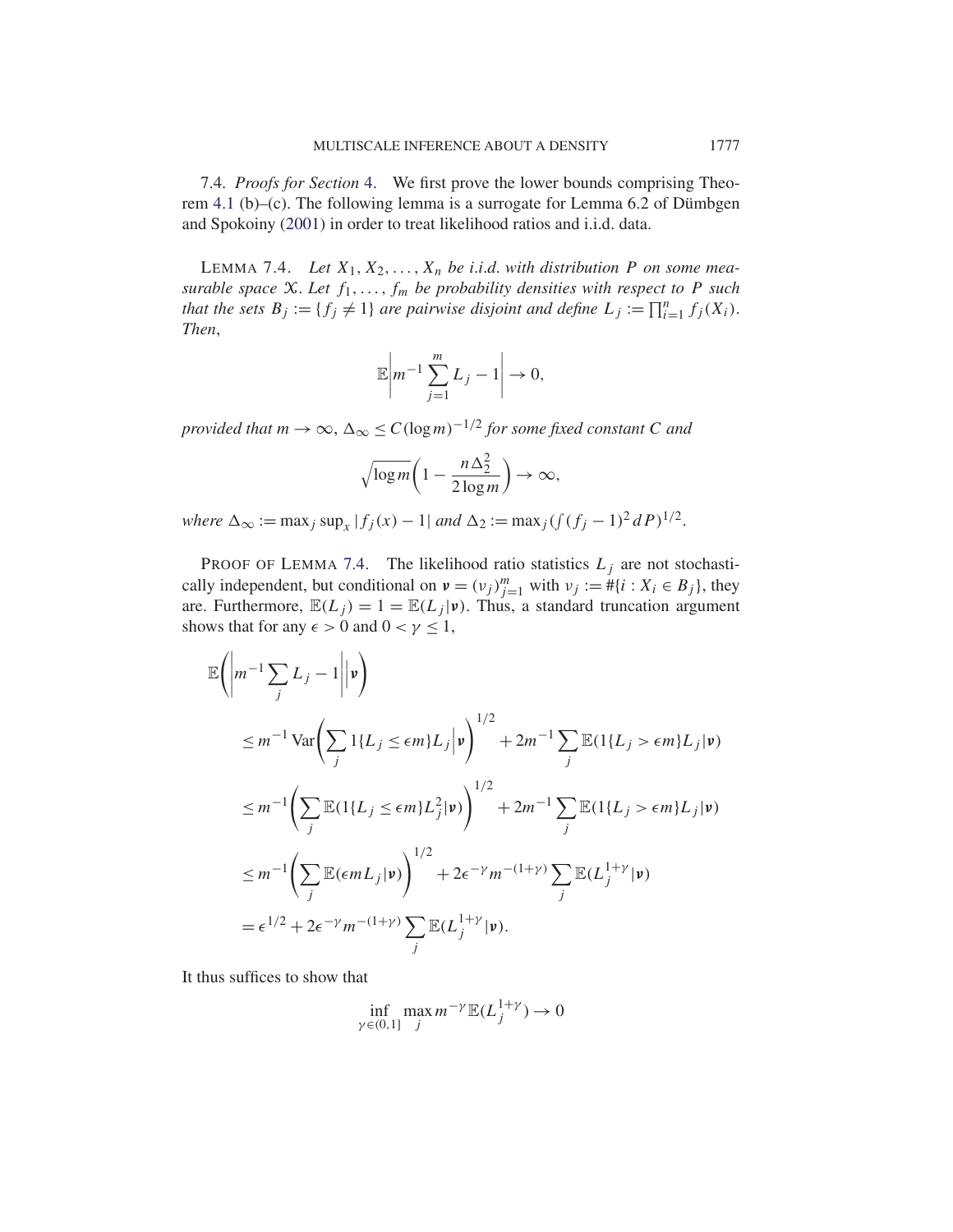7.4. *Proofs for Section 4.* We first prove the lower bounds comprising Theorem 4.1 (b)–(c). The following lemma is a surrogate for Lemma 6.2 of Dümbgen and Spokoiny (2001) in order to treat likelihood ratios and i.i.d. data.

LEMMA 7.4. *Let $X_1, X_2, \ldots, X_n$ be i.i.d. with distribution $P$ on some measurable space $\mathcal{X}$. Let $f_1, \ldots, f_m$ be probability densities with respect to $P$ such that the sets $B_j := \{f_j \neq 1\}$ are pairwise disjoint and define $L_j := \prod_{i=1}^n f_j(X_i)$. Then,*

$$\mathbb{E}\left| m^{-1} \sum_{j=1}^m L_j - 1 \right| \to 0,$$

*provided that $m \to \infty$, $\Delta_\infty \le C(\log m)^{-1/2}$ for some fixed constant $C$ and*

$$\sqrt{\log m}\left(1 - \frac{n\Delta_2^2}{2\log m}\right) \to \infty,$$

*where $\Delta_\infty := \max_j \sup_x |f_j(x) - 1|$ and $\Delta_2 := \max_j (\int (f_j - 1)^2 \, dP)^{1/2}$.*

PROOF OF LEMMA 7.4. The likelihood ratio statistics $L_j$ are not stochastically independent, but conditional on $\boldsymbol{\nu} = (\nu_j)_{j=1}^m$ with $\nu_j := \#\{i : X_i \in B_j\}$, they are. Furthermore, $\mathbb{E}(L_j) = 1 = \mathbb{E}(L_j | \boldsymbol{\nu})$. Thus, a standard truncation argument shows that for any $\epsilon > 0$ and $0 < \gamma \le 1$,

$$\begin{aligned}
&\mathbb{E}\left( \left| m^{-1} \sum_j L_j - 1 \right| \Big| \boldsymbol{\nu} \right) \\
&\quad \le m^{-1} \operatorname{Var}\left( \sum_j 1\{L_j \le \epsilon m\} L_j \Big| \boldsymbol{\nu} \right)^{1/2} + 2m^{-1} \sum_j \mathbb{E}(1\{L_j > \epsilon m\} L_j | \boldsymbol{\nu}) \\
&\quad \le m^{-1} \left( \sum_j \mathbb{E}(1\{L_j \le \epsilon m\} L_j^2 | \boldsymbol{\nu}) \right)^{1/2} + 2m^{-1} \sum_j \mathbb{E}(1\{L_j > \epsilon m\} L_j | \boldsymbol{\nu}) \\
&\quad \le m^{-1} \left( \sum_j \mathbb{E}(\epsilon m L_j | \boldsymbol{\nu}) \right)^{1/2} + 2\epsilon^{-\gamma} m^{-(1+\gamma)} \sum_j \mathbb{E}(L_j^{1+\gamma} | \boldsymbol{\nu}) \\
&\quad = \epsilon^{1/2} + 2\epsilon^{-\gamma} m^{-(1+\gamma)} \sum_j \mathbb{E}(L_j^{1+\gamma} | \boldsymbol{\nu}).
\end{aligned}$$

It thus suffices to show that

$$\inf_{\gamma \in (0,1]} \max_j m^{-\gamma} \mathbb{E}(L_j^{1+\gamma}) \to 0$$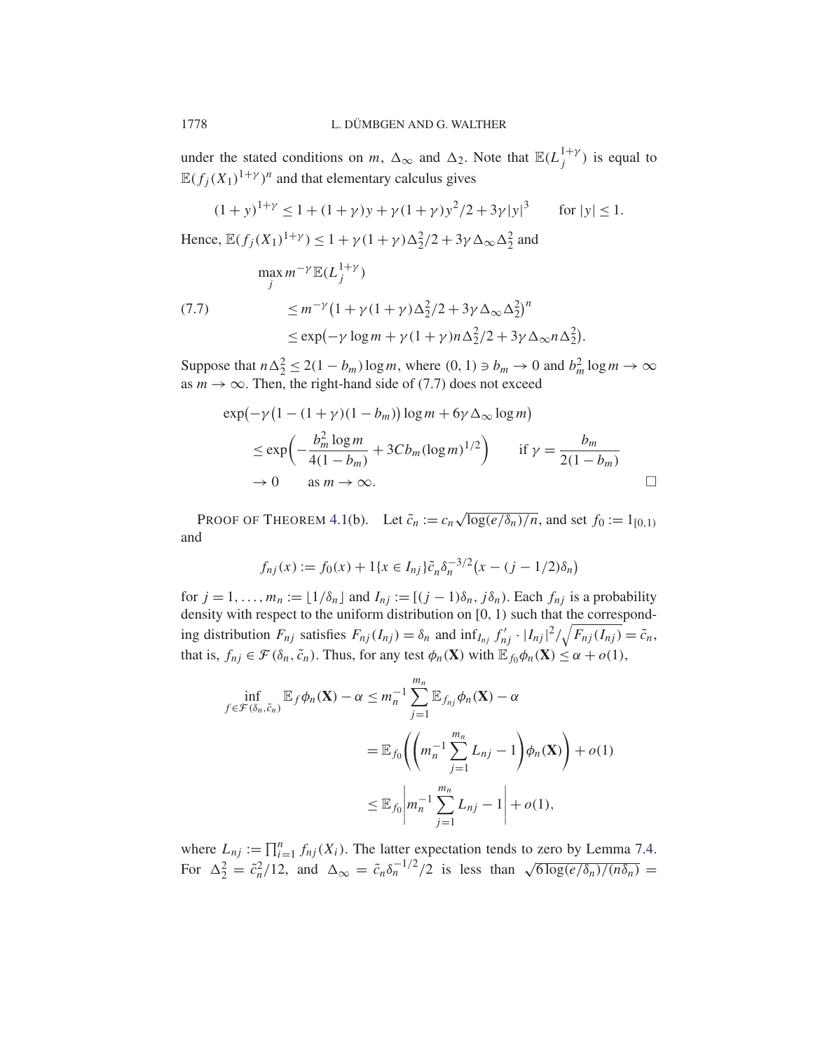under the stated conditions on $m$, $\Delta_\infty$ and $\Delta_2$. Note that $\mathbb{E}(L_j^{1+\gamma})$ is equal to $\mathbb{E}(f_j(X_1)^{1+\gamma})^n$ and that elementary calculus gives

$$(1+y)^{1+\gamma} \le 1 + (1+\gamma)y + \gamma(1+\gamma)y^2/2 + 3\gamma|y|^3 \qquad \text{for } |y| \le 1.$$

Hence, $\mathbb{E}(f_j(X_1)^{1+\gamma}) \le 1 + \gamma(1+\gamma)\Delta_2^2/2 + 3\gamma\Delta_\infty\Delta_2^2$ and

$$
\begin{aligned}
&\max_j m^{-\gamma}\mathbb{E}(L_j^{1+\gamma}) \\
&\qquad \le m^{-\gamma}\big(1 + \gamma(1+\gamma)\Delta_2^2/2 + 3\gamma\Delta_\infty\Delta_2^2\big)^n \qquad (7.7)\\
&\qquad \le \exp\big(-\gamma\log m + \gamma(1+\gamma)n\Delta_2^2/2 + 3\gamma\Delta_\infty n\Delta_2^2\big).
\end{aligned}
$$

Suppose that $n\Delta_2^2 \le 2(1-b_m)\log m$, where $(0,1) \ni b_m \to 0$ and $b_m^2 \log m \to \infty$ as $m \to \infty$. Then, the right-hand side of (7.7) does not exceed

$$
\begin{aligned}
&\exp\big(-\gamma\big(1-(1+\gamma)(1-b_m)\big)\log m + 6\gamma\Delta_\infty \log m\big) \\
&\qquad \le \exp\left(-\frac{b_m^2\log m}{4(1-b_m)} + 3Cb_m(\log m)^{1/2}\right) \qquad \text{if } \gamma = \frac{b_m}{2(1-b_m)} \\
&\qquad \to 0 \qquad \text{as } m \to \infty.
\end{aligned}
$$

□

PROOF OF THEOREM 4.1(b). Let $\tilde{c}_n := c_n\sqrt{\log(e/\delta_n)/n}$, and set $f_0 := 1_{[0,1)}$ and

$$f_{nj}(x) := f_0(x) + 1\{x \in I_{nj}\}\tilde{c}_n\delta_n^{-3/2}\big(x - (j-1/2)\delta_n\big)$$

for $j = 1, \ldots, m_n := \lfloor 1/\delta_n \rfloor$ and $I_{nj} := [(j-1)\delta_n, j\delta_n)$. Each $f_{nj}$ is a probability density with respect to the uniform distribution on $[0,1)$ such that the corresponding distribution $F_{nj}$ satisfies $F_{nj}(I_{nj}) = \delta_n$ and $\inf_{I_{nj}} f'_{nj} \cdot |I_{nj}|^2/\sqrt{F_{nj}(I_{nj})} = \tilde{c}_n$, that is, $f_{nj} \in \mathcal{F}(\delta_n, \tilde{c}_n)$. Thus, for any test $\phi_n(\mathbf{X})$ with $\mathbb{E}_{f_0}\phi_n(\mathbf{X}) \le \alpha + o(1)$,

$$
\begin{aligned}
\inf_{f \in \mathcal{F}(\delta_n, \tilde{c}_n)} \mathbb{E}_f \phi_n(\mathbf{X}) - \alpha &\le m_n^{-1}\sum_{j=1}^{m_n} \mathbb{E}_{f_{nj}}\phi_n(\mathbf{X}) - \alpha \\
&= \mathbb{E}_{f_0}\left(\left(m_n^{-1}\sum_{j=1}^{m_n} L_{nj} - 1\right)\phi_n(\mathbf{X})\right) + o(1) \\
&\le \mathbb{E}_{f_0}\left|m_n^{-1}\sum_{j=1}^{m_n} L_{nj} - 1\right| + o(1),
\end{aligned}
$$

where $L_{nj} := \prod_{i=1}^n f_{nj}(X_i)$. The latter expectation tends to zero by Lemma 7.4. For $\Delta_2^2 = \tilde{c}_n^2/12$, and $\Delta_\infty = \tilde{c}_n\delta_n^{-1/2}/2$ is less than $\sqrt{6\log(e/\delta_n)/(n\delta_n)} =$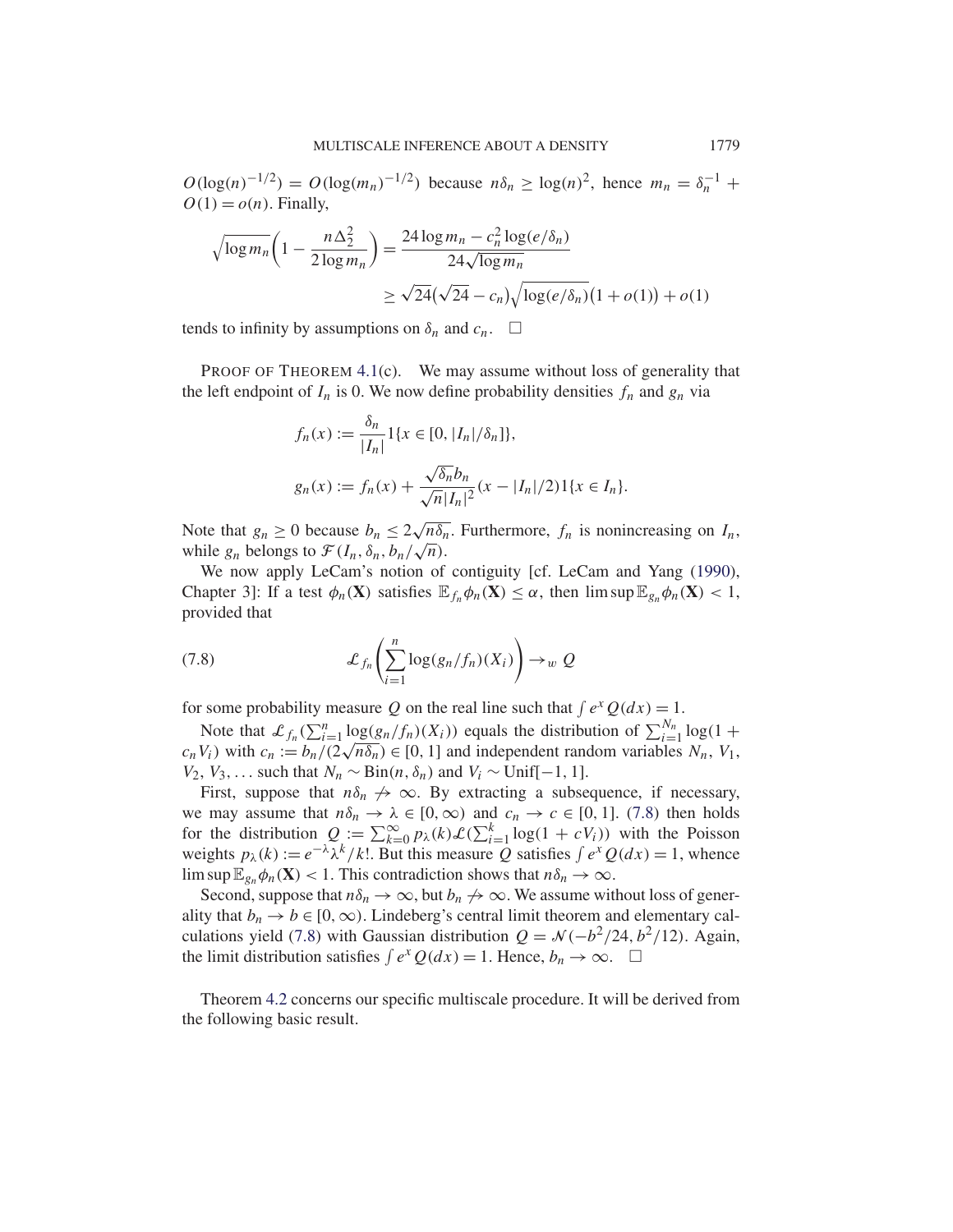$O(\log(n)^{-1/2}) = O(\log(m_n)^{-1/2})$ because $n\delta_n \geq \log(n)^2$, hence $m_n = \delta_n^{-1} + O(1) = o(n)$. Finally,

$$
\begin{aligned}
\sqrt{\log m_n}\left(1 - \frac{n\Delta_2^2}{2\log m_n}\right) &= \frac{24\log m_n - c_n^2 \log(e/\delta_n)}{24\sqrt{\log m_n}} \\
&\geq \sqrt{24}\big(\sqrt{24} - c_n\big)\sqrt{\log(e/\delta_n)}\big(1 + o(1)\big) + o(1)
\end{aligned}
$$

tends to infinity by assumptions on $\delta_n$ and $c_n$. $\square$

PROOF OF THEOREM 4.1(c). We may assume without loss of generality that the left endpoint of $I_n$ is 0. We now define probability densities $f_n$ and $g_n$ via

$$
f_n(x) := \frac{\delta_n}{|I_n|} 1\{x \in [0, |I_n|/\delta_n]\},
$$

$$
g_n(x) := f_n(x) + \frac{\sqrt{\delta_n} b_n}{\sqrt{n}|I_n|^2}(x - |I_n|/2) 1\{x \in I_n\}.
$$

Note that $g_n \geq 0$ because $b_n \leq 2\sqrt{n\delta_n}$. Furthermore, $f_n$ is nonincreasing on $I_n$, while $g_n$ belongs to $\mathcal{F}(I_n, \delta_n, b_n/\sqrt{n})$.

We now apply LeCam's notion of contiguity [cf. LeCam and Yang (1990), Chapter 3]: If a test $\phi_n(\mathbf{X})$ satisfies $\mathbb{E}_{f_n}\phi_n(\mathbf{X}) \leq \alpha$, then $\limsup \mathbb{E}_{g_n}\phi_n(\mathbf{X}) < 1$, provided that

$$
\mathcal{L}_{f_n}\left(\sum_{i=1}^n \log(g_n/f_n)(X_i)\right) \to_w Q \tag{7.8}
$$

for some probability measure $Q$ on the real line such that $\int e^x Q(dx) = 1$.

Note that $\mathcal{L}_{f_n}(\sum_{i=1}^n \log(g_n/f_n)(X_i))$ equals the distribution of $\sum_{i=1}^{N_n} \log(1 + c_n V_i)$ with $c_n := b_n/(2\sqrt{n\delta_n}) \in [0, 1]$ and independent random variables $N_n$, $V_1$, $V_2$, $V_3, \ldots$ such that $N_n \sim \mathrm{Bin}(n, \delta_n)$ and $V_i \sim \mathrm{Unif}[-1, 1]$.

First, suppose that $n\delta_n \not\to \infty$. By extracting a subsequence, if necessary, we may assume that $n\delta_n \to \lambda \in [0, \infty)$ and $c_n \to c \in [0, 1]$. (7.8) then holds for the distribution $Q := \sum_{k=0}^\infty p_\lambda(k)\mathcal{L}(\sum_{i=1}^k \log(1 + cV_i))$ with the Poisson weights $p_\lambda(k) := e^{-\lambda}\lambda^k/k!$. But this measure $Q$ satisfies $\int e^x Q(dx) = 1$, whence $\limsup \mathbb{E}_{g_n}\phi_n(\mathbf{X}) < 1$. This contradiction shows that $n\delta_n \to \infty$.

Second, suppose that $n\delta_n \to \infty$, but $b_n \not\to \infty$. We assume without loss of generality that $b_n \to b \in [0, \infty)$. Lindeberg's central limit theorem and elementary calculations yield (7.8) with Gaussian distribution $Q = \mathcal{N}(-b^2/24, b^2/12)$. Again, the limit distribution satisfies $\int e^x Q(dx) = 1$. Hence, $b_n \to \infty$. $\square$

Theorem 4.2 concerns our specific multiscale procedure. It will be derived from the following basic result.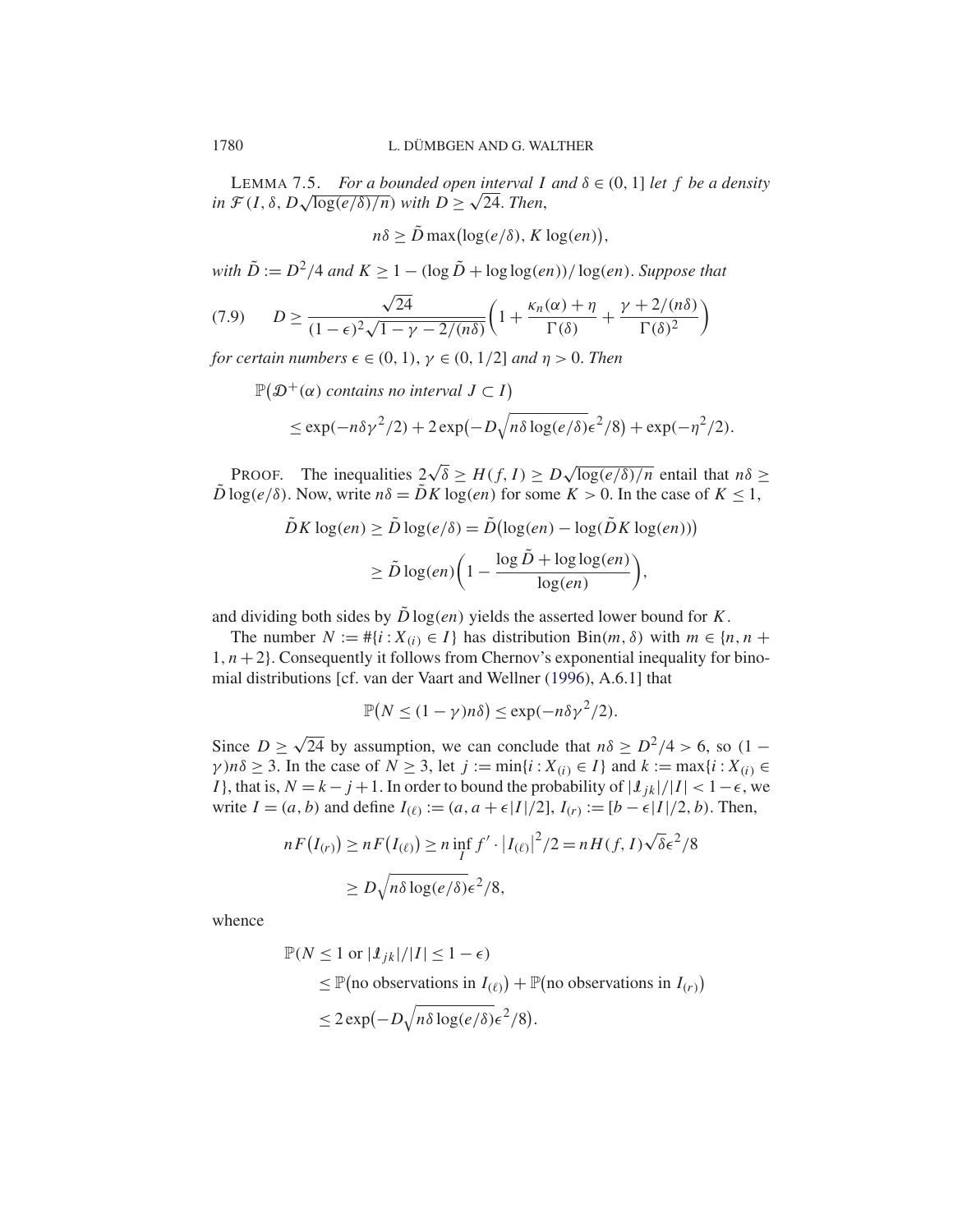**Lemma 7.5.** *For a bounded open interval $I$ and $\delta \in (0, 1]$ let $f$ be a density in $\mathcal{F}(I, \delta, D\sqrt{\log(e/\delta)/n})$ with $D \geq \sqrt{24}$. Then,*

$$n\delta \geq \tilde{D} \max\bigl(\log(e/\delta), K \log(en)\bigr),$$

*with $\tilde{D} := D^2/4$ and $K \geq 1 - (\log \tilde{D} + \log\log(en))/\log(en)$. Suppose that*

$$D \geq \frac{\sqrt{24}}{(1-\epsilon)^2\sqrt{1-\gamma-2/(n\delta)}}\biggl(1 + \frac{\kappa_n(\alpha)+\eta}{\Gamma(\delta)} + \frac{\gamma + 2/(n\delta)}{\Gamma(\delta)^2}\biggr) \tag{7.9}$$

*for certain numbers $\epsilon \in (0, 1)$, $\gamma \in (0, 1/2]$ and $\eta > 0$. Then*

$$\begin{aligned}
&\mathbb{P}\bigl(\mathcal{D}^+(\alpha) \text{ contains no interval } J \subset I\bigr) \\
&\qquad \leq \exp(-n\delta\gamma^2/2) + 2\exp\bigl(-D\sqrt{n\delta\log(e/\delta)}\epsilon^2/8\bigr) + \exp(-\eta^2/2).
\end{aligned}$$

Proof. The inequalities $2\sqrt{\delta} \geq H(f, I) \geq D\sqrt{\log(e/\delta)/n}$ entail that $n\delta \geq \tilde{D}\log(e/\delta)$. Now, write $n\delta = \tilde{D}K\log(en)$ for some $K > 0$. In the case of $K \leq 1$,

$$\begin{aligned}
\tilde{D}K\log(en) &\geq \tilde{D}\log(e/\delta) = \tilde{D}\bigl(\log(en) - \log(\tilde{D}K\log(en))\bigr) \\
&\geq \tilde{D}\log(en)\biggl(1 - \frac{\log\tilde{D} + \log\log(en)}{\log(en)}\biggr),
\end{aligned}$$

and dividing both sides by $\tilde{D}\log(en)$ yields the asserted lower bound for $K$.

The number $N := \#\{i : X_{(i)} \in I\}$ has distribution $\mathrm{Bin}(m, \delta)$ with $m \in \{n, n+1, n+2\}$. Consequently it follows from Chernov's exponential inequality for binomial distributions [cf. van der Vaart and Wellner (1996), A.6.1] that

$$\mathbb{P}\bigl(N \leq (1-\gamma)n\delta\bigr) \leq \exp(-n\delta\gamma^2/2).$$

Since $D \geq \sqrt{24}$ by assumption, we can conclude that $n\delta \geq D^2/4 > 6$, so $(1-\gamma)n\delta \geq 3$. In the case of $N \geq 3$, let $j := \min\{i : X_{(i)} \in I\}$ and $k := \max\{i : X_{(i)} \in I\}$, that is, $N = k - j + 1$. In order to bound the probability of $|\mathcal{I}_{jk}|/|I| < 1-\epsilon$, we write $I = (a, b)$ and define $I_{(\ell)} := (a, a + \epsilon|I|/2]$, $I_{(r)} := [b - \epsilon|I|/2, b)$. Then,

$$\begin{aligned}
nF\bigl(I_{(r)}\bigr) &\geq nF\bigl(I_{(\ell)}\bigr) \geq n\inf_I f' \cdot \bigl|I_{(\ell)}\bigr|^2/2 = nH(f, I)\sqrt{\delta}\epsilon^2/8 \\
&\geq D\sqrt{n\delta\log(e/\delta)}\epsilon^2/8,
\end{aligned}$$

whence

$$\begin{aligned}
&\mathbb{P}(N \leq 1 \text{ or } |\mathcal{I}_{jk}|/|I| \leq 1-\epsilon) \\
&\qquad \leq \mathbb{P}\bigl(\text{no observations in } I_{(\ell)}\bigr) + \mathbb{P}\bigl(\text{no observations in } I_{(r)}\bigr) \\
&\qquad \leq 2\exp\bigl(-D\sqrt{n\delta\log(e/\delta)}\epsilon^2/8\bigr).
\end{aligned}$$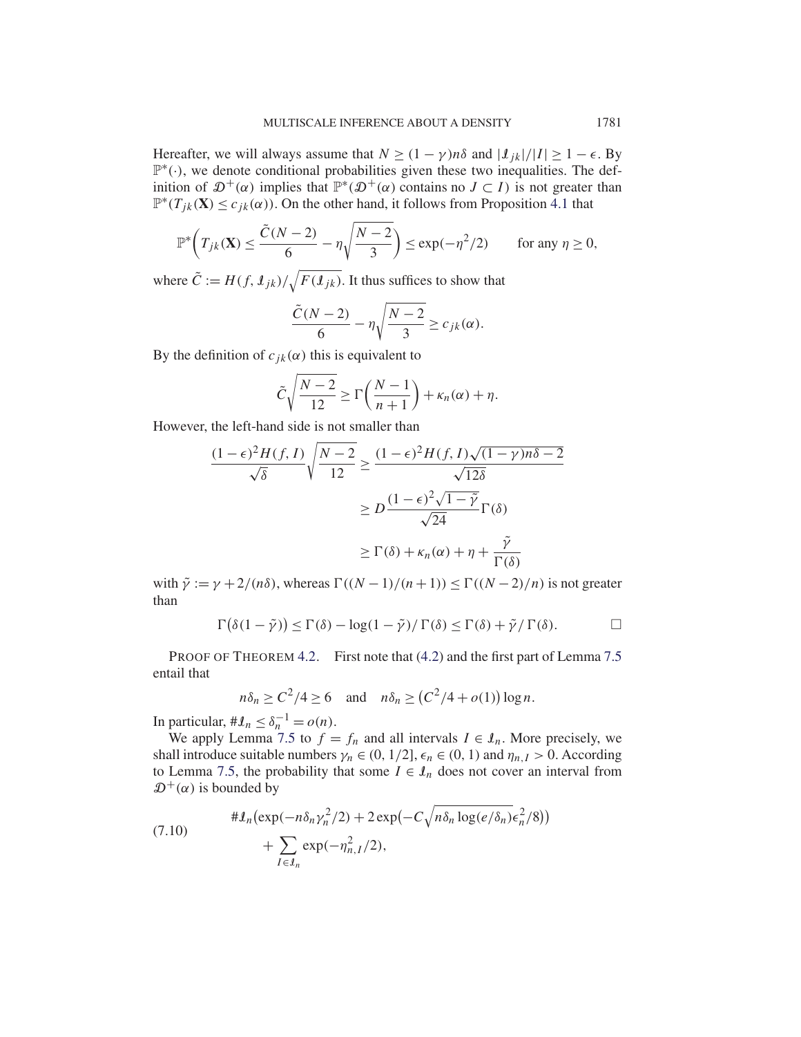Hereafter, we will always assume that $N \geq (1-\gamma)n\delta$ and $|\mathcal{I}_{jk}|/|I| \geq 1-\epsilon$. By $\mathbb{P}^*(\cdot)$, we denote conditional probabilities given these two inequalities. The definition of $\mathcal{D}^+(\alpha)$ implies that $\mathbb{P}^*(\mathcal{D}^+(\alpha)$ contains no $J \subset I)$ is not greater than $\mathbb{P}^*(T_{jk}(\mathbf{X}) \leq c_{jk}(\alpha))$. On the other hand, it follows from Proposition 4.1 that

$$\mathbb{P}^*\left(T_{jk}(\mathbf{X}) \leq \frac{\tilde{C}(N-2)}{6} - \eta\sqrt{\frac{N-2}{3}}\right) \leq \exp(-\eta^2/2) \qquad \text{for any } \eta \geq 0,$$

where $\tilde{C} := H(f, \mathcal{I}_{jk})/\sqrt{F(\mathcal{I}_{jk})}$. It thus suffices to show that

$$\frac{\tilde{C}(N-2)}{6} - \eta\sqrt{\frac{N-2}{3}} \geq c_{jk}(\alpha).$$

By the definition of $c_{jk}(\alpha)$ this is equivalent to

$$\tilde{C}\sqrt{\frac{N-2}{12}} \geq \Gamma\left(\frac{N-1}{n+1}\right) + \kappa_n(\alpha) + \eta.$$

However, the left-hand side is not smaller than

$$\begin{aligned}
\frac{(1-\epsilon)^2 H(f,I)}{\sqrt{\delta}}\sqrt{\frac{N-2}{12}} &\geq \frac{(1-\epsilon)^2 H(f,I)\sqrt{(1-\gamma)n\delta - 2}}{\sqrt{12\delta}} \\
&\geq D\frac{(1-\epsilon)^2\sqrt{1-\tilde{\gamma}}}{\sqrt{24}}\Gamma(\delta) \\
&\geq \Gamma(\delta) + \kappa_n(\alpha) + \eta + \frac{\tilde{\gamma}}{\Gamma(\delta)}
\end{aligned}$$

with $\tilde{\gamma} := \gamma + 2/(n\delta)$, whereas $\Gamma((N-1)/(n+1)) \leq \Gamma((N-2)/n)$ is not greater than

$$\Gamma\big(\delta(1-\tilde{\gamma})\big) \leq \Gamma(\delta) - \log(1-\tilde{\gamma})/\Gamma(\delta) \leq \Gamma(\delta) + \tilde{\gamma}/\Gamma(\delta). \qquad \square$$

PROOF OF THEOREM 4.2. First note that (4.2) and the first part of Lemma 7.5 entail that

$$n\delta_n \geq C^2/4 \geq 6 \quad \text{and} \quad n\delta_n \geq \big(C^2/4 + o(1)\big)\log n.$$

In particular, $\#\mathcal{I}_n \leq \delta_n^{-1} = o(n)$.

We apply Lemma 7.5 to $f = f_n$ and all intervals $I \in \mathcal{I}_n$. More precisely, we shall introduce suitable numbers $\gamma_n \in (0, 1/2]$, $\epsilon_n \in (0,1)$ and $\eta_{n,I} > 0$. According to Lemma 7.5, the probability that some $I \in \mathcal{I}_n$ does not cover an interval from $\mathcal{D}^+(\alpha)$ is bounded by

$$\begin{aligned}
\#\mathcal{I}_n&\big(\exp(-n\delta_n\gamma_n^2/2) + 2\exp\big(-C\sqrt{n\delta_n\log(e/\delta_n)}\epsilon_n^2/8\big)\big) \\
&+ \sum_{I \in \mathcal{I}_n} \exp(-\eta_{n,I}^2/2),
\end{aligned} \tag{7.10}$$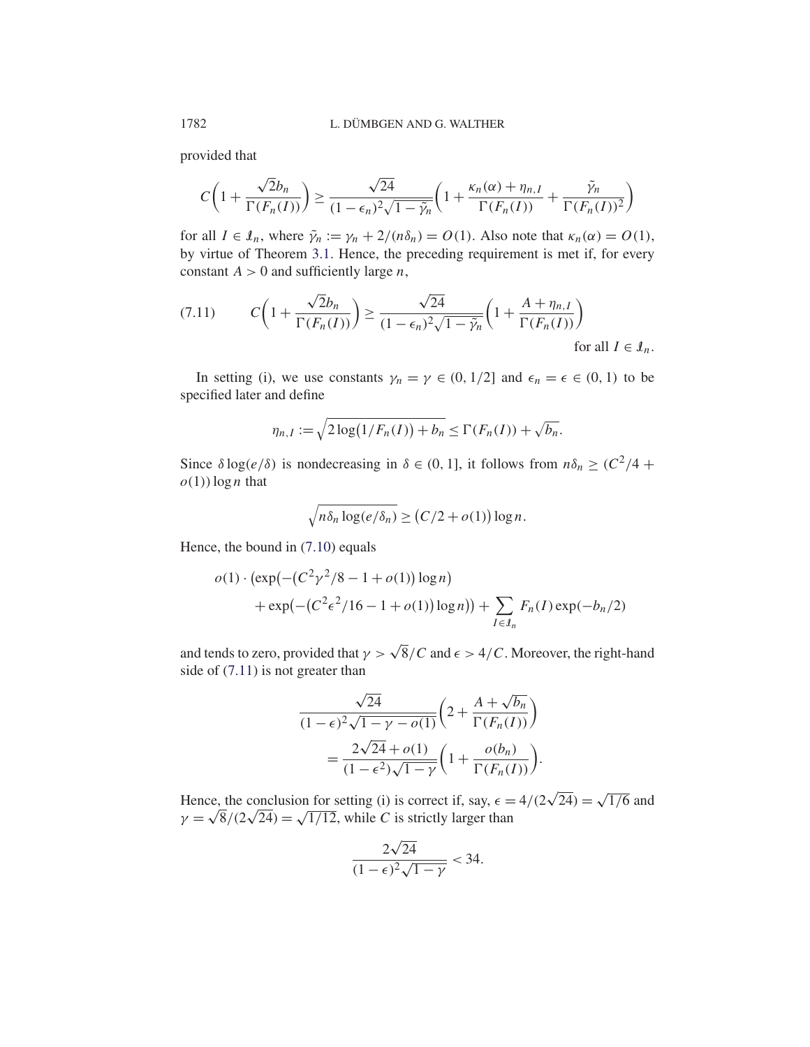provided that

$$C\Big(1+\frac{\sqrt{2}b_n}{\Gamma(F_n(I))}\Big) \ge \frac{\sqrt{24}}{(1-\epsilon_n)^2\sqrt{1-\tilde{\gamma}_n}}\Big(1+\frac{\kappa_n(\alpha)+\eta_{n,I}}{\Gamma(F_n(I))}+\frac{\tilde{\gamma}_n}{\Gamma(F_n(I))^2}\Big)$$

for all $I \in \mathcal{I}_n$, where $\tilde{\gamma}_n := \gamma_n + 2/(n\delta_n) = O(1)$. Also note that $\kappa_n(\alpha) = O(1)$, by virtue of Theorem 3.1. Hence, the preceding requirement is met if, for every constant $A > 0$ and sufficiently large $n$,

$$C\Big(1+\frac{\sqrt{2}b_n}{\Gamma(F_n(I))}\Big) \ge \frac{\sqrt{24}}{(1-\epsilon_n)^2\sqrt{1-\tilde{\gamma}_n}}\Big(1+\frac{A+\eta_{n,I}}{\Gamma(F_n(I))}\Big) \quad \text{for all } I \in \mathcal{I}_n. \tag{7.11}$$

In setting (i), we use constants $\gamma_n = \gamma \in (0, 1/2]$ and $\epsilon_n = \epsilon \in (0, 1)$ to be specified later and define

$$\eta_{n,I} := \sqrt{2\log\big(1/F_n(I)\big) + b_n} \le \Gamma(F_n(I)) + \sqrt{b_n}.$$

Since $\delta \log(e/\delta)$ is nondecreasing in $\delta \in (0, 1]$, it follows from $n\delta_n \ge (C^2/4 + o(1)) \log n$ that

$$\sqrt{n\delta_n \log(e/\delta_n)} \ge \big(C/2 + o(1)\big) \log n.$$

Hence, the bound in (7.10) equals

$$o(1)\cdot \big(\exp\big(-\big(C^2\gamma^2/8 - 1 + o(1)\big)\log n\big) + \exp\big(-\big(C^2\epsilon^2/16 - 1 + o(1)\big)\log n\big)\big) + \sum_{I\in\mathcal{I}_n} F_n(I)\exp(-b_n/2)$$

and tends to zero, provided that $\gamma > \sqrt{8}/C$ and $\epsilon > 4/C$. Moreover, the right-hand side of (7.11) is not greater than

$$\begin{aligned}
&\frac{\sqrt{24}}{(1-\epsilon)^2\sqrt{1-\gamma-o(1)}}\Big(2+\frac{A+\sqrt{b_n}}{\Gamma(F_n(I))}\Big) \\
&\quad = \frac{2\sqrt{24}+o(1)}{(1-\epsilon^2)\sqrt{1-\gamma}}\Big(1+\frac{o(b_n)}{\Gamma(F_n(I))}\Big).
\end{aligned}$$

Hence, the conclusion for setting (i) is correct if, say, $\epsilon = 4/(2\sqrt{24}) = \sqrt{1/6}$ and $\gamma = \sqrt{8}/(2\sqrt{24}) = \sqrt{1/12}$, while $C$ is strictly larger than

$$\frac{2\sqrt{24}}{(1-\epsilon)^2\sqrt{1-\gamma}} < 34.$$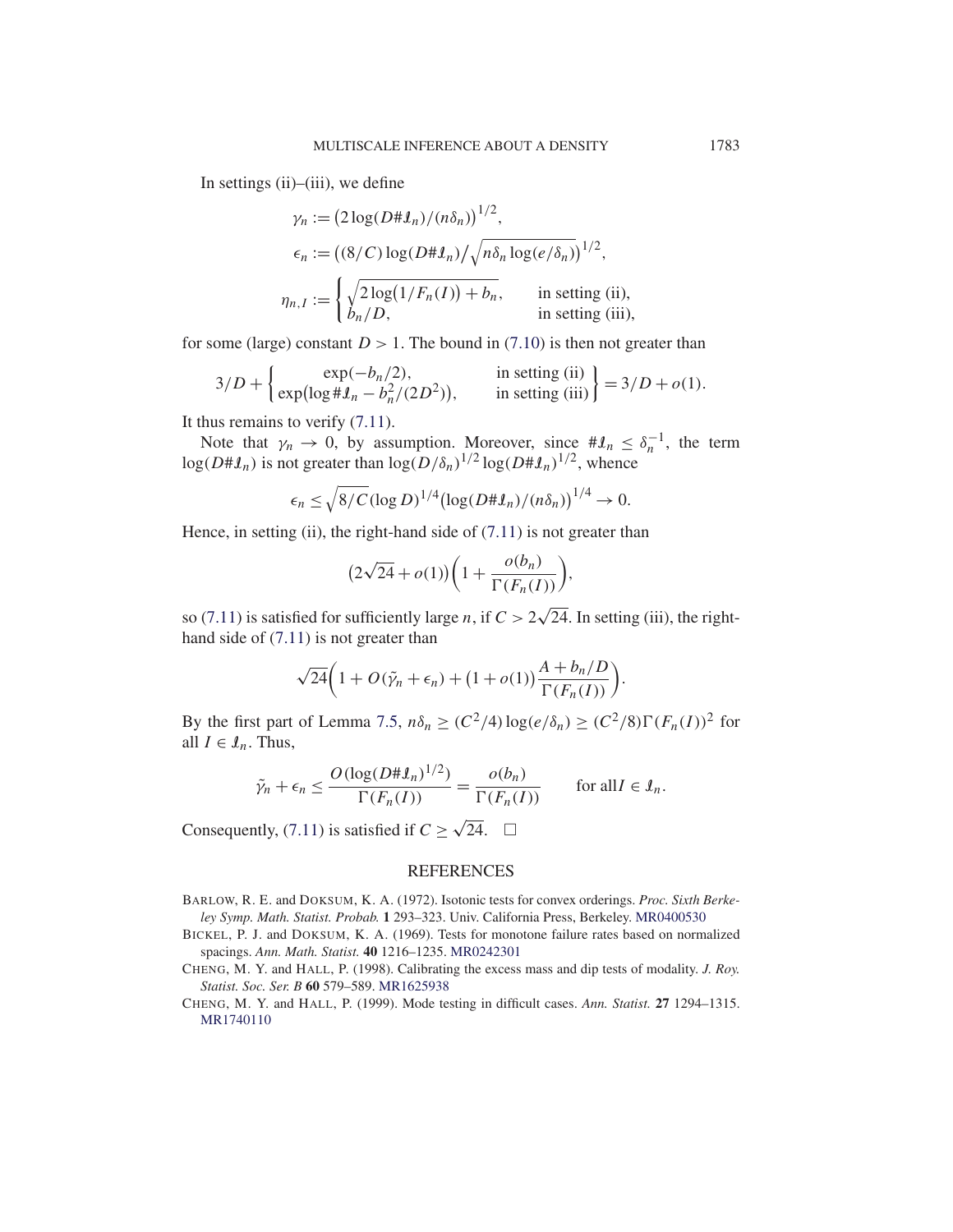In settings (ii)–(iii), we define

$$\gamma_n := \big(2\log(D\#\mathcal{I}_n)/(n\delta_n)\big)^{1/2},$$

$$\epsilon_n := \big((8/C)\log(D\#\mathcal{I}_n)\big/\sqrt{n\delta_n\log(e/\delta_n)}\big)^{1/2},$$

$$\eta_{n,I} := \begin{cases} \sqrt{2\log\big(1/F_n(I)\big)+b_n}, & \text{in setting (ii)},\\ b_n/D, & \text{in setting (iii)}, \end{cases}$$

for some (large) constant $D > 1$. The bound in (7.10) is then not greater than

$$3/D + \left\{ \begin{matrix} \exp(-b_n/2), & \text{in setting (ii)} \\ \exp\big(\log\#\mathcal{I}_n - b_n^2/(2D^2)\big), & \text{in setting (iii)} \end{matrix} \right\} = 3/D + o(1).$$

It thus remains to verify (7.11).

Note that $\gamma_n \to 0$, by assumption. Moreover, since $\#\mathcal{I}_n \le \delta_n^{-1}$, the term $\log(D\#\mathcal{I}_n)$ is not greater than $\log(D/\delta_n)^{1/2}\log(D\#\mathcal{I}_n)^{1/2}$, whence

$$\epsilon_n \le \sqrt{8/C}(\log D)^{1/4}\big(\log(D\#\mathcal{I}_n)/(n\delta_n)\big)^{1/4} \to 0.$$

Hence, in setting (ii), the right-hand side of (7.11) is not greater than

$$\big(2\sqrt{24}+o(1)\big)\left(1+\frac{o(b_n)}{\Gamma(F_n(I))}\right),$$

so (7.11) is satisfied for sufficiently large $n$, if $C > 2\sqrt{24}$. In setting (iii), the right-hand side of (7.11) is not greater than

$$\sqrt{24}\left(1+O(\tilde{\gamma}_n+\epsilon_n)+\big(1+o(1)\big)\frac{A+b_n/D}{\Gamma(F_n(I))}\right).$$

By the first part of Lemma 7.5, $n\delta_n \ge (C^2/4)\log(e/\delta_n) \ge (C^2/8)\Gamma(F_n(I))^2$ for all $I \in \mathcal{I}_n$. Thus,

$$\tilde{\gamma}_n + \epsilon_n \le \frac{O(\log(D\#\mathcal{I}_n)^{1/2})}{\Gamma(F_n(I))} = \frac{o(b_n)}{\Gamma(F_n(I))} \qquad \text{for all} I \in \mathcal{I}_n.$$

Consequently, (7.11) is satisfied if $C \ge \sqrt{24}$. $\square$

## REFERENCES

BARLOW, R. E. and DOKSUM, K. A. (1972). Isotonic tests for convex orderings. *Proc. Sixth Berkeley Symp. Math. Statist. Probab.* **1** 293–323. Univ. California Press, Berkeley. MR0400530

BICKEL, P. J. and DOKSUM, K. A. (1969). Tests for monotone failure rates based on normalized spacings. *Ann. Math. Statist.* **40** 1216–1235. MR0242301

CHENG, M. Y. and HALL, P. (1998). Calibrating the excess mass and dip tests of modality. *J. Roy. Statist. Soc. Ser. B* **60** 579–589. MR1625938

CHENG, M. Y. and HALL, P. (1999). Mode testing in difficult cases. *Ann. Statist.* **27** 1294–1315. MR1740110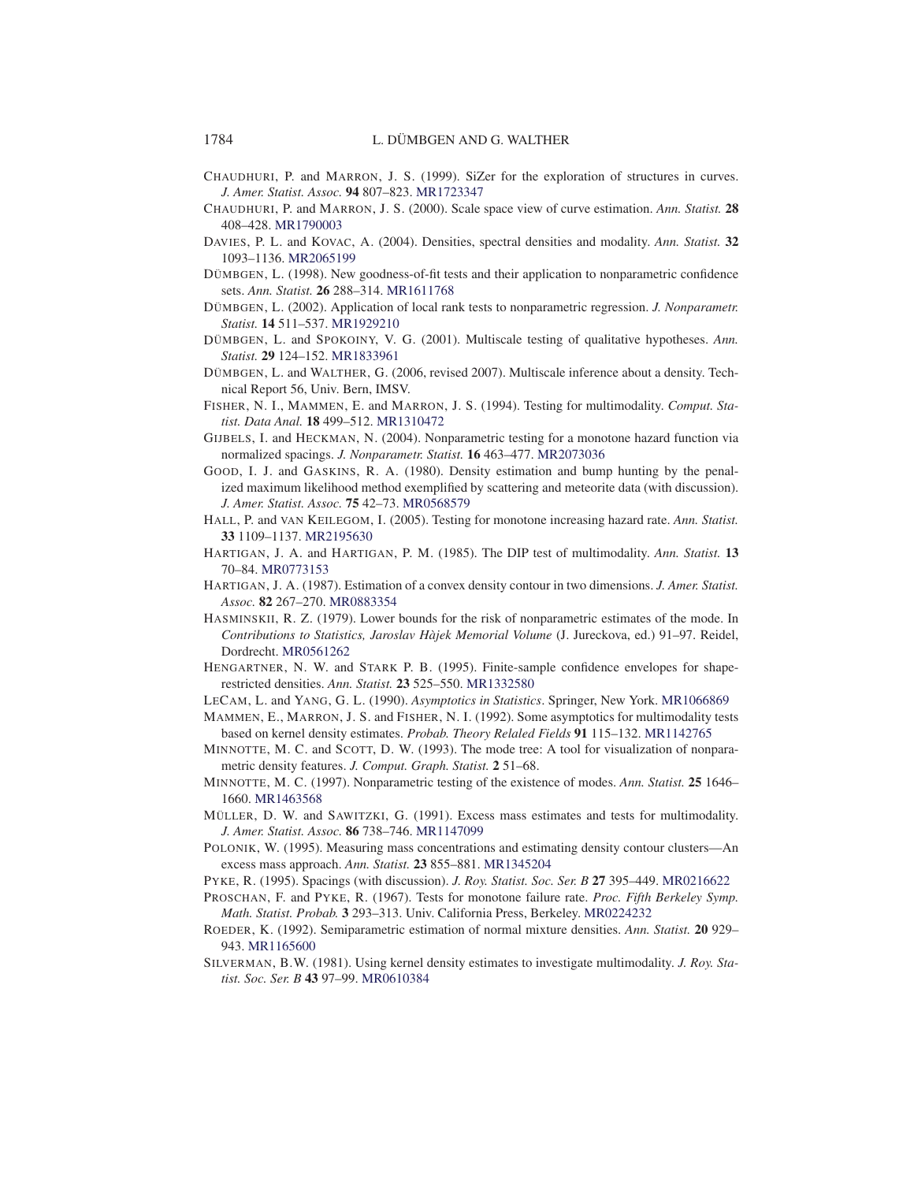Chaudhuri, P. and Marron, J. S. (1999). SiZer for the exploration of structures in curves. *J. Amer. Statist. Assoc.* **94** 807–823. MR1723347

Chaudhuri, P. and Marron, J. S. (2000). Scale space view of curve estimation. *Ann. Statist.* **28** 408–428. MR1790003

Davies, P. L. and Kovac, A. (2004). Densities, spectral densities and modality. *Ann. Statist.* **32** 1093–1136. MR2065199

Dümbgen, L. (1998). New goodness-of-fit tests and their application to nonparametric confidence sets. *Ann. Statist.* **26** 288–314. MR1611768

Dümbgen, L. (2002). Application of local rank tests to nonparametric regression. *J. Nonparametr. Statist.* **14** 511–537. MR1929210

Dümbgen, L. and Spokoiny, V. G. (2001). Multiscale testing of qualitative hypotheses. *Ann. Statist.* **29** 124–152. MR1833961

Dümbgen, L. and Walther, G. (2006, revised 2007). Multiscale inference about a density. Technical Report 56, Univ. Bern, IMSV.

Fisher, N. I., Mammen, E. and Marron, J. S. (1994). Testing for multimodality. *Comput. Statist. Data Anal.* **18** 499–512. MR1310472

Gijbels, I. and Heckman, N. (2004). Nonparametric testing for a monotone hazard function via normalized spacings. *J. Nonparametr. Statist.* **16** 463–477. MR2073036

Good, I. J. and Gaskins, R. A. (1980). Density estimation and bump hunting by the penalized maximum likelihood method exemplified by scattering and meteorite data (with discussion). *J. Amer. Statist. Assoc.* **75** 42–73. MR0568579

Hall, P. and van Keilegom, I. (2005). Testing for monotone increasing hazard rate. *Ann. Statist.* **33** 1109–1137. MR2195630

Hartigan, J. A. and Hartigan, P. M. (1985). The DIP test of multimodality. *Ann. Statist.* **13** 70–84. MR0773153

Hartigan, J. A. (1987). Estimation of a convex density contour in two dimensions. *J. Amer. Statist. Assoc.* **82** 267–270. MR0883354

Hasminskii, R. Z. (1979). Lower bounds for the risk of nonparametric estimates of the mode. In *Contributions to Statistics, Jaroslav Hàjek Memorial Volume* (J. Jureckova, ed.) 91–97. Reidel, Dordrecht. MR0561262

Hengartner, N. W. and Stark P. B. (1995). Finite-sample confidence envelopes for shape-restricted densities. *Ann. Statist.* **23** 525–550. MR1332580

LeCam, L. and Yang, G. L. (1990). *Asymptotics in Statistics*. Springer, New York. MR1066869

Mammen, E., Marron, J. S. and Fisher, N. I. (1992). Some asymptotics for multimodality tests based on kernel density estimates. *Probab. Theory Relaled Fields* **91** 115–132. MR1142765

Minnotte, M. C. and Scott, D. W. (1993). The mode tree: A tool for visualization of nonparametric density features. *J. Comput. Graph. Statist.* **2** 51–68.

Minnotte, M. C. (1997). Nonparametric testing of the existence of modes. *Ann. Statist.* **25** 1646–1660. MR1463568

Müller, D. W. and Sawitzki, G. (1991). Excess mass estimates and tests for multimodality. *J. Amer. Statist. Assoc.* **86** 738–746. MR1147099

Polonik, W. (1995). Measuring mass concentrations and estimating density contour clusters—An excess mass approach. *Ann. Statist.* **23** 855–881. MR1345204

Pyke, R. (1995). Spacings (with discussion). *J. Roy. Statist. Soc. Ser. B* **27** 395–449. MR0216622

Proschan, F. and Pyke, R. (1967). Tests for monotone failure rate. *Proc. Fifth Berkeley Symp. Math. Statist. Probab.* **3** 293–313. Univ. California Press, Berkeley. MR0224232

Roeder, K. (1992). Semiparametric estimation of normal mixture densities. *Ann. Statist.* **20** 929–943. MR1165600

Silverman, B.W. (1981). Using kernel density estimates to investigate multimodality. *J. Roy. Statist. Soc. Ser. B* **43** 97–99. MR0610384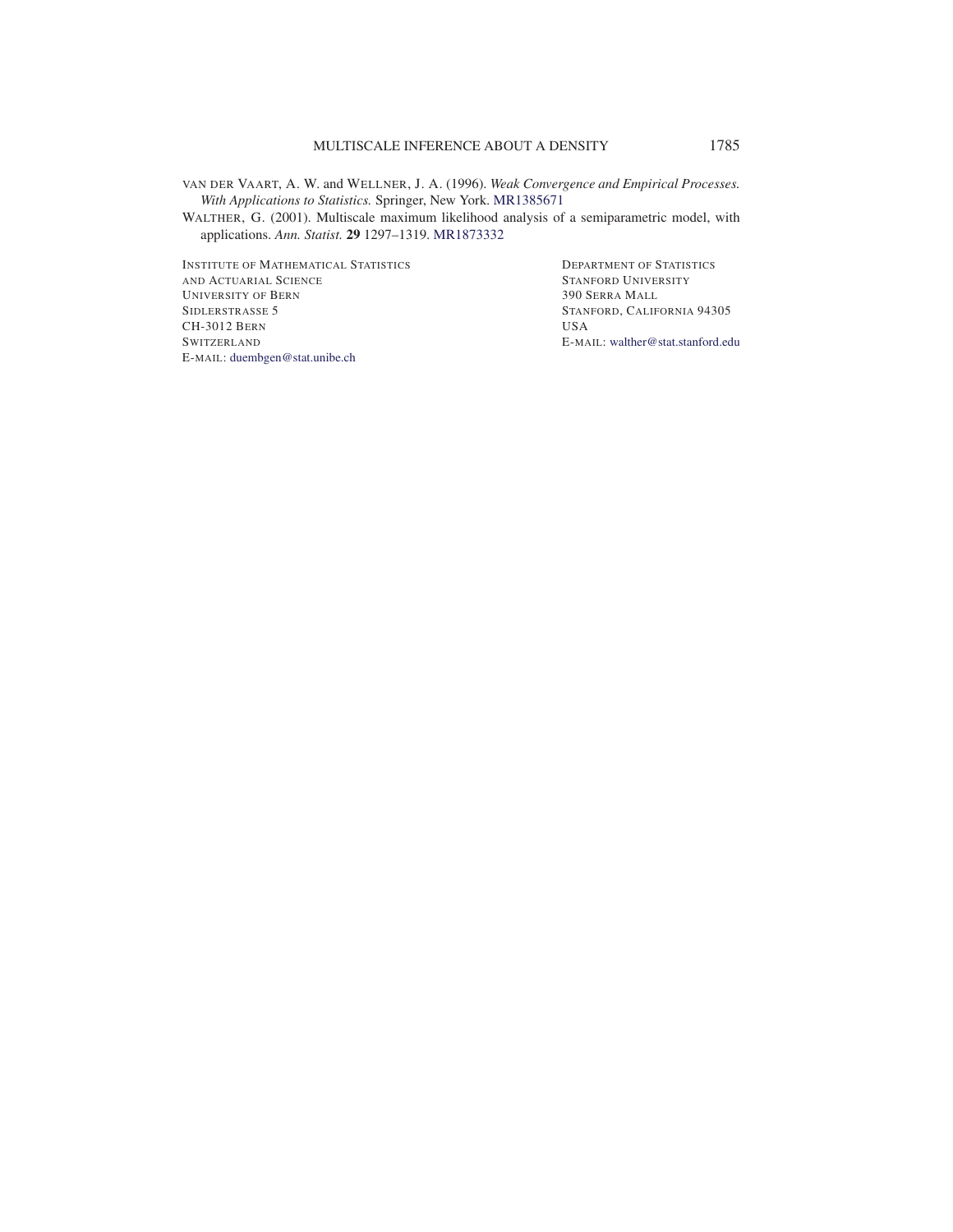VAN DER VAART, A. W. and WELLNER, J. A. (1996). *Weak Convergence and Empirical Processes. With Applications to Statistics.* Springer, New York. MR1385671

WALTHER, G. (2001). Multiscale maximum likelihood analysis of a semiparametric model, with applications. *Ann. Statist.* **29** 1297–1319. MR1873332

INSTITUTE OF MATHEMATICAL STATISTICS  
AND ACTUARIAL SCIENCE  
UNIVERSITY OF BERN  
SIDLERSTRASSE 5  
CH-3012 BERN  
SWITZERLAND  
E-MAIL: duembgen@stat.unibe.ch

DEPARTMENT OF STATISTICS  
STANFORD UNIVERSITY  
390 SERRA MALL  
STANFORD, CALIFORNIA 94305  
USA  
E-MAIL: walther@stat.stanford.edu